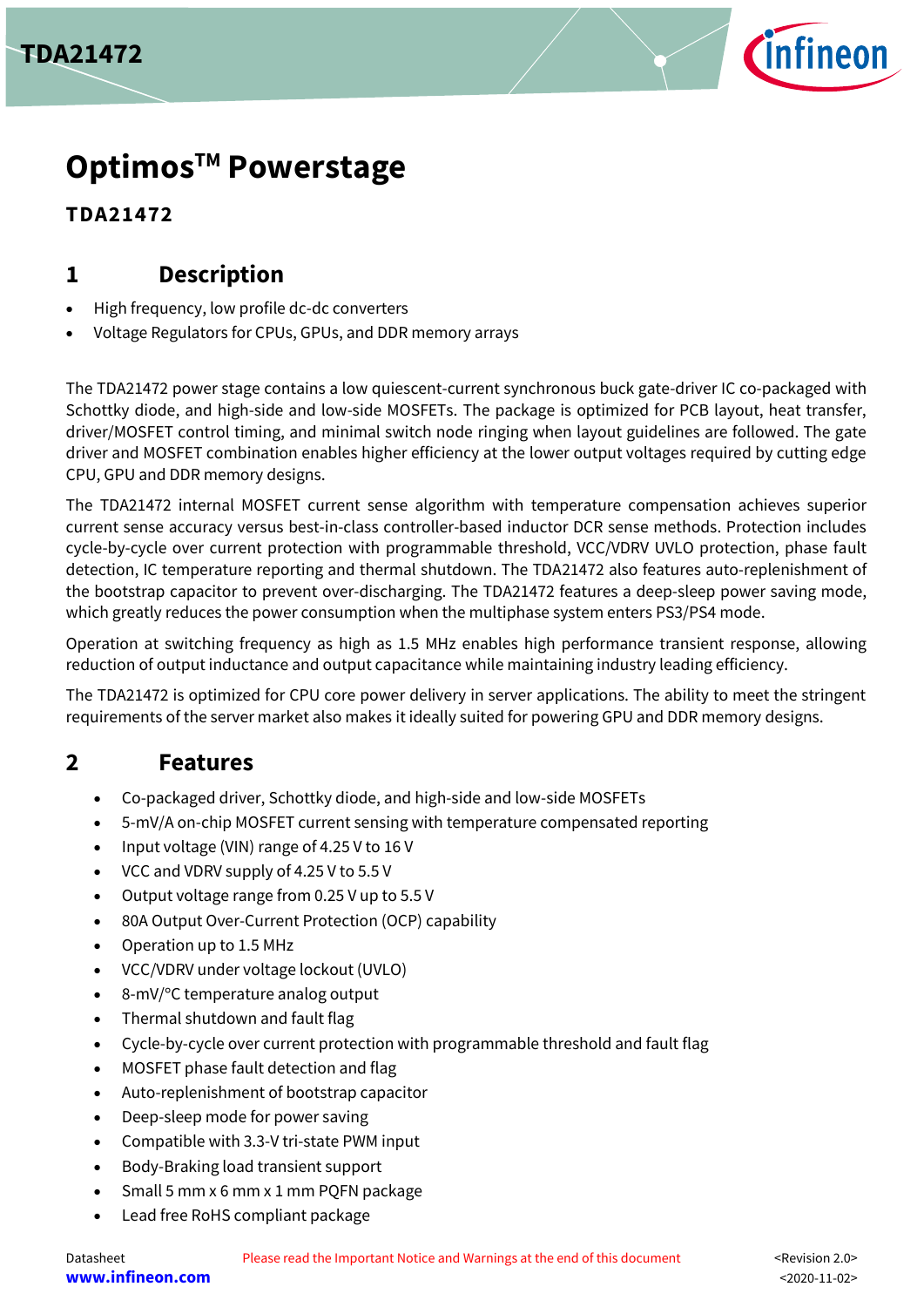# Optimos™ Powerstage

**TDA21472**

## 1 Description

- High frequency, low profile dc-dc converters
- Voltage Regulators for CPUs, GPUs, and DDR memory arrays

The TDA21472 power stage contains a low quiescent-current synchronous buck gate-driver IC co-packaged with Schottky diode, and high-side and low-side MOSFETs. The package is optimized for PCB layout, heat transfer, driver/MOSFET control timing, and minimal switch node ringing when layout guidelines are followed. The gate driver and MOSFET combination enables higher efficiency at the lower output voltages required by cutting edge CPU, GPU and DDR memory designs.

The TDA21472 internal MOSFET current sense algorithm with temperature compensation achieves superior current sense accuracy versus best-in-class controller-based inductor DCR sense methods. Protection includes cycle-by-cycle over current protection with programmable threshold, VCC/VDRV UVLO protection, phase fault detection, IC temperature reporting and thermal shutdown. The TDA21472 also features auto-replenishment of the bootstrap capacitor to prevent over-discharging. The TDA21472 features a deep-sleep power saving mode, which greatly reduces the power consumption when the multiphase system enters PS3/PS4 mode.

Operation at switching frequency as high as 1.5 MHz enables high performance transient response, allowing reduction of output inductance and output capacitance while maintaining industry leading efficiency.

The TDA21472 is optimized for CPU core power delivery in server applications. The ability to meet the stringent requirements of the server market also makes it ideally suited for powering GPU and DDR memory designs.

## 2 Features

- Co-packaged driver, Schottky diode, and high-side and low-side MOSFETs
- 5-mV/A on-chip MOSFET current sensing with temperature compensated reporting
- Input voltage (VIN) range of 4.25 V to 16 V
- VCC and VDRV supply of 4.25 V to 5.5 V
- Output voltage range from 0.25 V up to 5.5 V
- 80A Output Over-Current Protection (OCP) capability
- Operation up to 1.5 MHz
- VCC/VDRV under voltage lockout (UVLO)
- 8-mV/°C temperature analog output
- Thermal shutdown and fault flag
- Cycle-by-cycle over current protection with programmable threshold and fault flag
- MOSFET phase fault detection and flag
- Auto-replenishment of bootstrap capacitor
- Deep-sleep mode for power saving
- Compatible with 3.3-V tri-state PWM input
- Body-Braking load transient support
- Small 5 mm x 6 mm x 1 mm PQFN package
- Lead free RoHS compliant package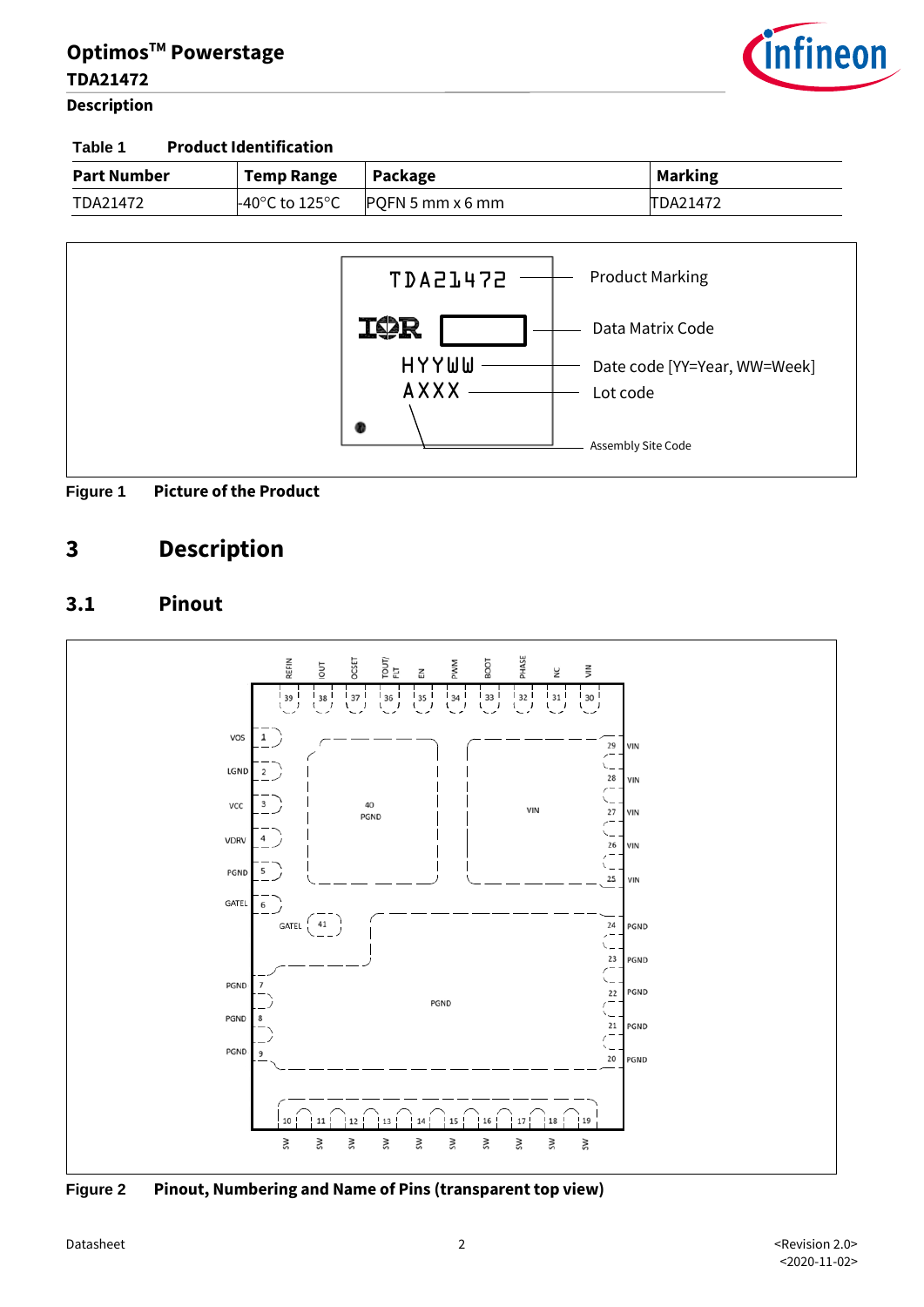Table 1 Product Identification

| Part Number | Temp Range | Package | Marking |
|---|---|---|---|
| TDA21472 | -40°C to 125°C | PQFN 5 mm x 6 mm | TDA21472 |

Figure 1 Picture of the Product

# 3 Description

## 3.1 Pinout

Figure 2 Pinout, Numbering and Name of Pins (transparent top view)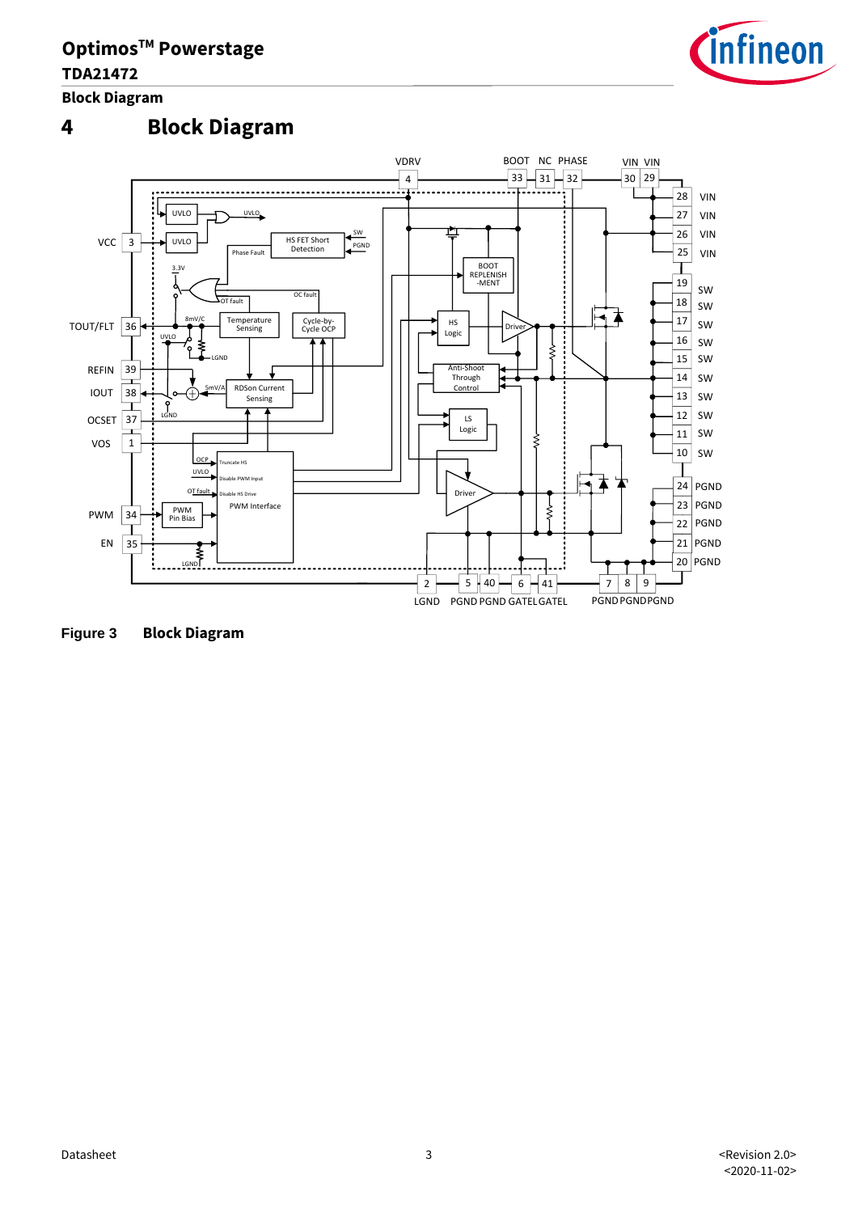# 4 Block Diagram

**Figure 3 Block Diagram**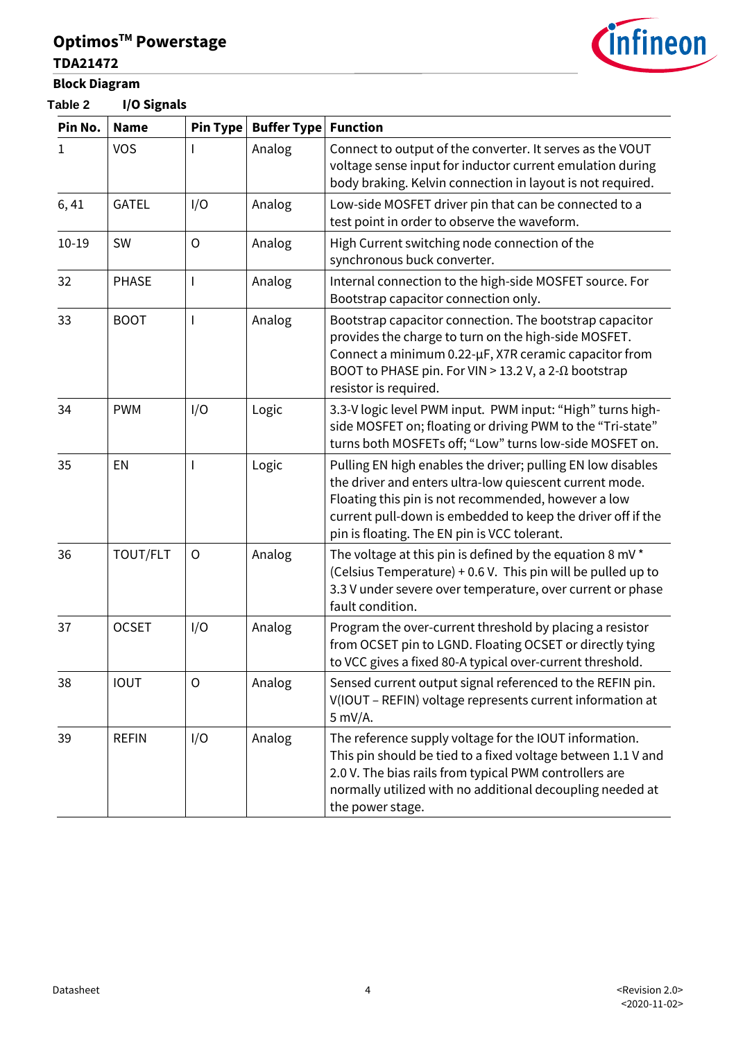## Block Diagram

**Table 2 I/O Signals**

| Pin No. | Name | Pin Type | Buffer Type | Function |
|---|---|---|---|---|
| 1 | VOS | I | Analog | Connect to output of the converter. It serves as the VOUT voltage sense input for inductor current emulation during body braking. Kelvin connection in layout is not required. |
| 6, 41 | GATEL | I/O | Analog | Low-side MOSFET driver pin that can be connected to a test point in order to observe the waveform. |
| 10-19 | SW | O | Analog | High Current switching node connection of the synchronous buck converter. |
| 32 | PHASE | I | Analog | Internal connection to the high-side MOSFET source. For Bootstrap capacitor connection only. |
| 33 | BOOT | I | Analog | Bootstrap capacitor connection. The bootstrap capacitor provides the charge to turn on the high-side MOSFET. Connect a minimum 0.22-µF, X7R ceramic capacitor from BOOT to PHASE pin. For VIN > 13.2 V, a 2-Ω bootstrap resistor is required. |
| 34 | PWM | I/O | Logic | 3.3-V logic level PWM input. PWM input: "High" turns high-side MOSFET on; floating or driving PWM to the "Tri-state" turns both MOSFETs off; "Low" turns low-side MOSFET on. |
| 35 | EN | I | Logic | Pulling EN high enables the driver; pulling EN low disables the driver and enters ultra-low quiescent current mode. Floating this pin is not recommended, however a low current pull-down is embedded to keep the driver off if the pin is floating. The EN pin is VCC tolerant. |
| 36 | TOUT/FLT | O | Analog | The voltage at this pin is defined by the equation 8 mV * (Celsius Temperature) + 0.6 V. This pin will be pulled up to 3.3 V under severe over temperature, over current or phase fault condition. |
| 37 | OCSET | I/O | Analog | Program the over-current threshold by placing a resistor from OCSET pin to LGND. Floating OCSET or directly tying to VCC gives a fixed 80-A typical over-current threshold. |
| 38 | IOUT | O | Analog | Sensed current output signal referenced to the REFIN pin. V(IOUT – REFIN) voltage represents current information at 5 mV/A. |
| 39 | REFIN | I/O | Analog | The reference supply voltage for the IOUT information. This pin should be tied to a fixed voltage between 1.1 V and 2.0 V. The bias rails from typical PWM controllers are normally utilized with no additional decoupling needed at the power stage. |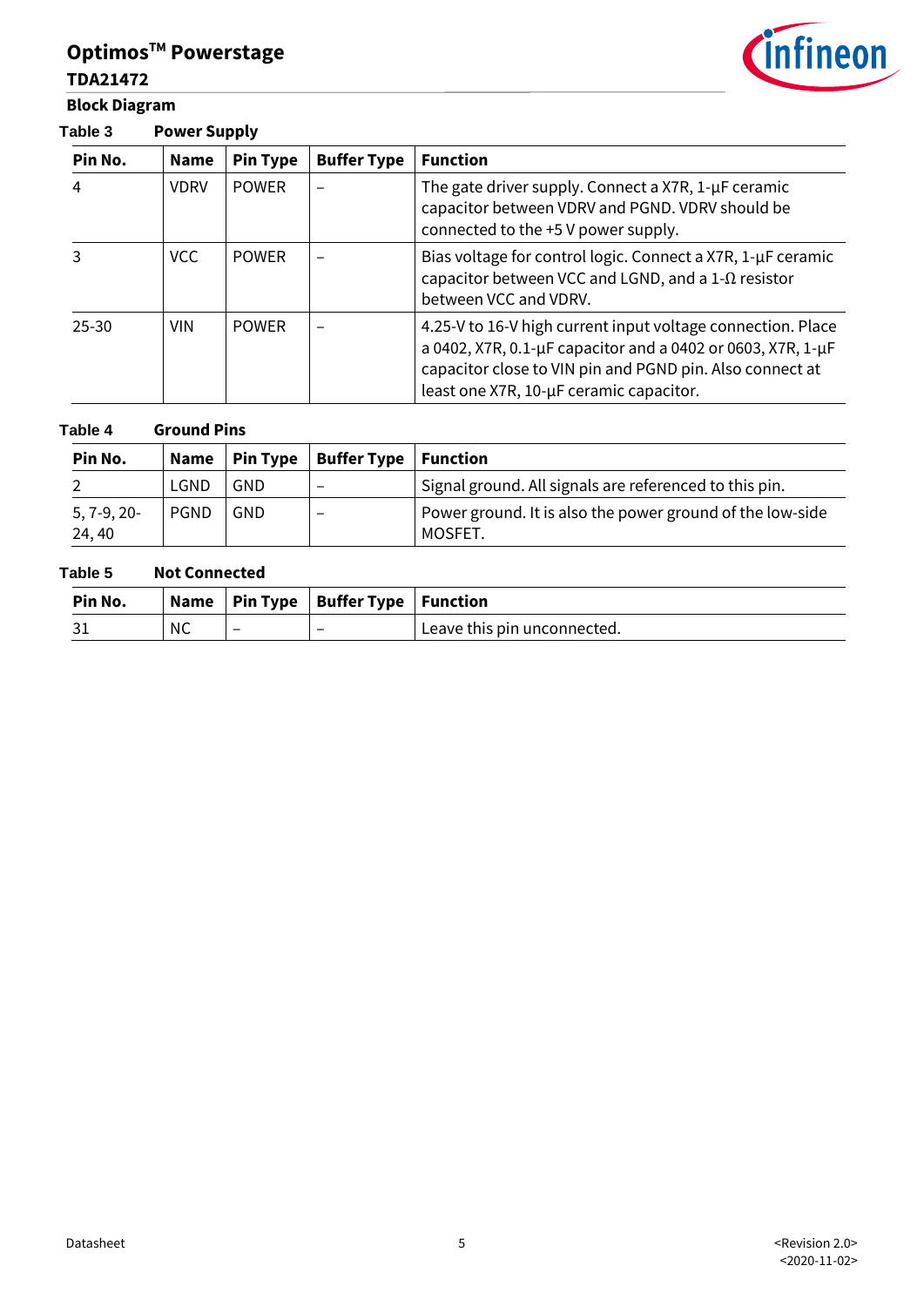**Block Diagram**

**Table 3 Power Supply**

| Pin No. | Name | Pin Type | Buffer Type | Function |
|---|---|---|---|---|
| 4 | VDRV | POWER | – | The gate driver supply. Connect a X7R, 1-µF ceramic capacitor between VDRV and PGND. VDRV should be connected to the +5 V power supply. |
| 3 | VCC | POWER | – | Bias voltage for control logic. Connect a X7R, 1-µF ceramic capacitor between VCC and LGND, and a 1-Ω resistor between VCC and VDRV. |
| 25-30 | VIN | POWER | – | 4.25-V to 16-V high current input voltage connection. Place a 0402, X7R, 0.1-µF capacitor and a 0402 or 0603, X7R, 1-µF capacitor close to VIN pin and PGND pin. Also connect at least one X7R, 10-µF ceramic capacitor. |

**Table 4 Ground Pins**

| Pin No. | Name | Pin Type | Buffer Type | Function |
|---|---|---|---|---|
| 2 | LGND | GND | – | Signal ground. All signals are referenced to this pin. |
| 5, 7-9, 20-24, 40 | PGND | GND | – | Power ground. It is also the power ground of the low-side MOSFET. |

**Table 5 Not Connected**

| Pin No. | Name | Pin Type | Buffer Type | Function |
|---|---|---|---|---|
| 31 | NC | – | – | Leave this pin unconnected. |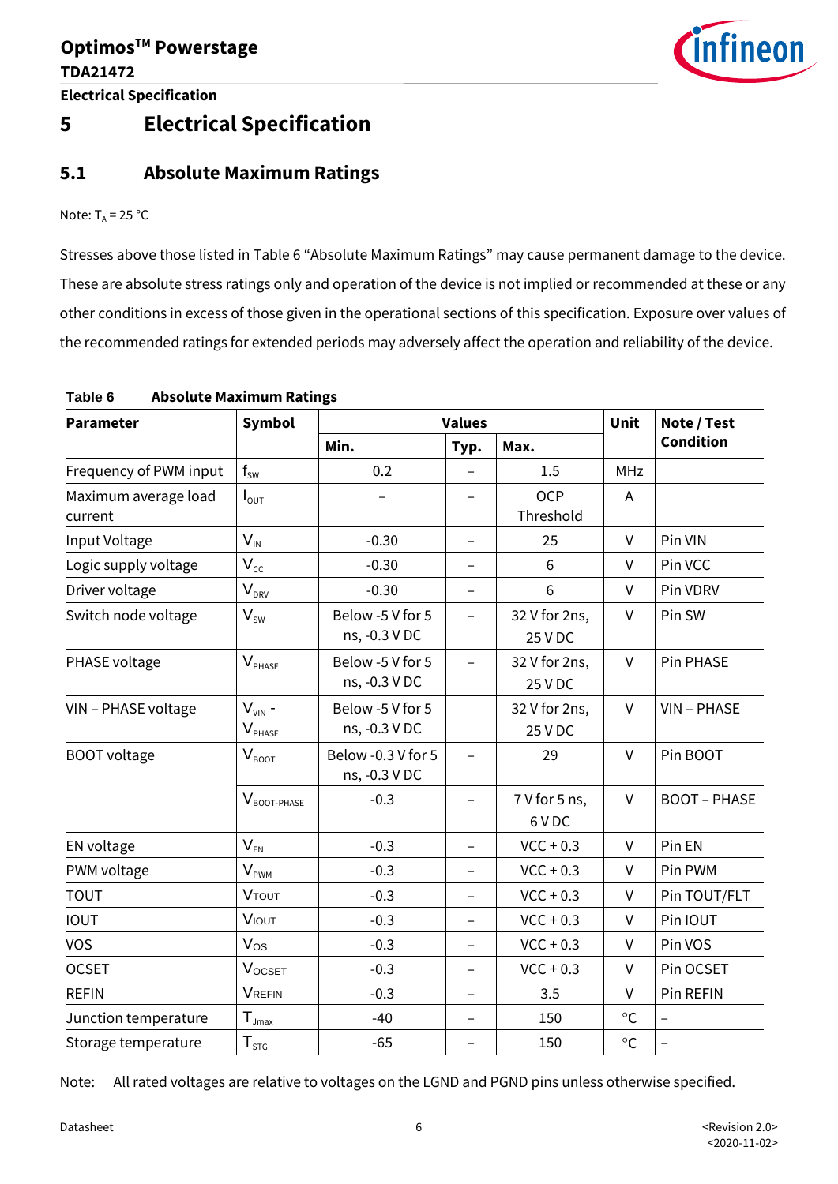# 5 Electrical Specification

## 5.1 Absolute Maximum Ratings

Note: $T_A$ = 25 °C

Stresses above those listed in Table 6 "Absolute Maximum Ratings" may cause permanent damage to the device. These are absolute stress ratings only and operation of the device is not implied or recommended at these or any other conditions in excess of those given in the operational sections of this specification. Exposure over values of the recommended ratings for extended periods may adversely affect the operation and reliability of the device.

**Table 6 Absolute Maximum Ratings**

| Parameter | Symbol | Values | | | Unit | Note / Test Condition |
|---|---|---|---|---|---|---|
| | | Min. | Typ. | Max. | | |
| Frequency of PWM input | $f_{SW}$ | 0.2 | – | 1.5 | MHz | |
| Maximum average load current | $I_{OUT}$ | – | – | OCP Threshold | A | |
| Input Voltage | $V_{IN}$ | -0.30 | – | 25 | V | Pin VIN |
| Logic supply voltage | $V_{CC}$ | -0.30 | – | 6 | V | Pin VCC |
| Driver voltage | $V_{DRV}$ | -0.30 | – | 6 | V | Pin VDRV |
| Switch node voltage | $V_{SW}$ | Below -5 V for 5 ns, -0.3 V DC | – | 32 V for 2ns, 25 V DC | V | Pin SW |
| PHASE voltage | $V_{PHASE}$ | Below -5 V for 5 ns, -0.3 V DC | – | 32 V for 2ns, 25 V DC | V | Pin PHASE |
| VIN – PHASE voltage | $V_{VIN}$ - $V_{PHASE}$ | Below -5 V for 5 ns, -0.3 V DC | | 32 V for 2ns, 25 V DC | V | VIN – PHASE |
| BOOT voltage | $V_{BOOT}$ | Below -0.3 V for 5 ns, -0.3 V DC | – | 29 | V | Pin BOOT |
| | $V_{BOOT-PHASE}$ | -0.3 | – | 7 V for 5 ns, 6 V DC | V | BOOT – PHASE |
| EN voltage | $V_{EN}$ | -0.3 | – | VCC + 0.3 | V | Pin EN |
| PWM voltage | $V_{PWM}$ | -0.3 | – | VCC + 0.3 | V | Pin PWM |
| TOUT | $V_{TOUT}$ | -0.3 | – | VCC + 0.3 | V | Pin TOUT/FLT |
| IOUT | $V_{IOUT}$ | -0.3 | – | VCC + 0.3 | V | Pin IOUT |
| VOS | $V_{OS}$ | -0.3 | – | VCC + 0.3 | V | Pin VOS |
| OCSET | $V_{OCSET}$ | -0.3 | – | VCC + 0.3 | V | Pin OCSET |
| REFIN | $V_{REFIN}$ | -0.3 | – | 3.5 | V | Pin REFIN |
| Junction temperature | $T_{Jmax}$ | -40 | – | 150 | °C | – |
| Storage temperature | $T_{STG}$ | -65 | – | 150 | °C | – |

Note: All rated voltages are relative to voltages on the LGND and PGND pins unless otherwise specified.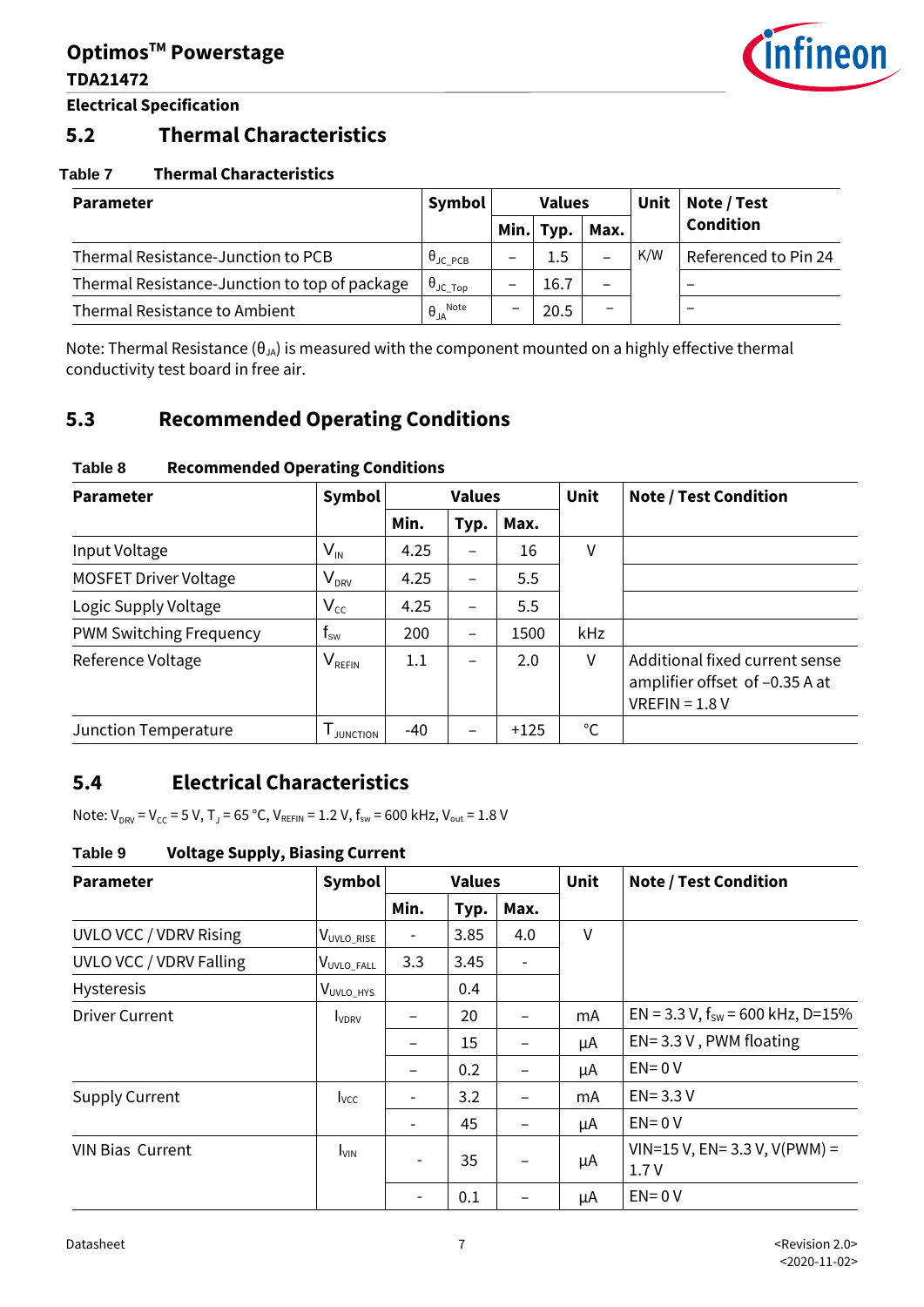## 5.2 Thermal Characteristics

**Table 7 Thermal Characteristics**

| Parameter | Symbol | Values | | | Unit | Note / Test Condition |
|---|---|---|---|---|---|---|
| | | Min. | Typ. | Max. | | |
| Thermal Resistance-Junction to PCB | $\theta_{JC\_PCB}$ | – | 1.5 | – | K/W | Referenced to Pin 24 |
| Thermal Resistance-Junction to top of package | $\theta_{JC\_Top}$ | – | 16.7 | – | | – |
| Thermal Resistance to Ambient | $\theta_{JA}^{Note}$ | – | 20.5 | – | | – |

Note: Thermal Resistance ($\theta_{JA}$) is measured with the component mounted on a highly effective thermal conductivity test board in free air.

## 5.3 Recommended Operating Conditions

**Table 8 Recommended Operating Conditions**

| Parameter | Symbol | Values | | | Unit | Note / Test Condition |
|---|---|---|---|---|---|---|
| | | Min. | Typ. | Max. | | |
| Input Voltage | $V_{IN}$ | 4.25 | – | 16 | V | |
| MOSFET Driver Voltage | $V_{DRV}$ | 4.25 | – | 5.5 | | |
| Logic Supply Voltage | $V_{CC}$ | 4.25 | – | 5.5 | | |
| PWM Switching Frequency | $f_{sw}$ | 200 | – | 1500 | kHz | |
| Reference Voltage | $V_{REFIN}$ | 1.1 | – | 2.0 | V | Additional fixed current sense amplifier offset of –0.35 A at VREFIN = 1.8 V |
| Junction Temperature | $T_{JUNCTION}$ | -40 | – | +125 | °C | |

## 5.4 Electrical Characteristics

Note: $V_{DRV} = V_{CC} = 5$ V, $T_J = 65$ °C, $V_{REFIN} = 1.2$ V, $f_{sw} = 600$ kHz, $V_{out} = 1.8$ V

**Table 9 Voltage Supply, Biasing Current**

| Parameter | Symbol | Values | | | Unit | Note / Test Condition |
|---|---|---|---|---|---|---|
| | | Min. | Typ. | Max. | | |
| UVLO VCC / VDRV Rising | $V_{UVLO\_RISE}$ | - | 3.85 | 4.0 | V | |
| UVLO VCC / VDRV Falling | $V_{UVLO\_FALL}$ | 3.3 | 3.45 | - | | |
| Hysteresis | $V_{UVLO\_HYS}$ | | 0.4 | | | |
| Driver Current | $I_{VDRV}$ | – | 20 | – | mA | EN = 3.3 V, $f_{SW}$ = 600 kHz, D=15% |
| | | – | 15 | – | µA | EN= 3.3 V , PWM floating |
| | | – | 0.2 | – | µA | EN= 0 V |
| Supply Current | $I_{VCC}$ | - | 3.2 | – | mA | EN= 3.3 V |
| | | - | 45 | – | µA | EN= 0 V |
| VIN Bias Current | $I_{VIN}$ | - | 35 | – | µA | VIN=15 V, EN= 3.3 V, V(PWM) = 1.7 V |
| | | - | 0.1 | – | µA | EN= 0 V |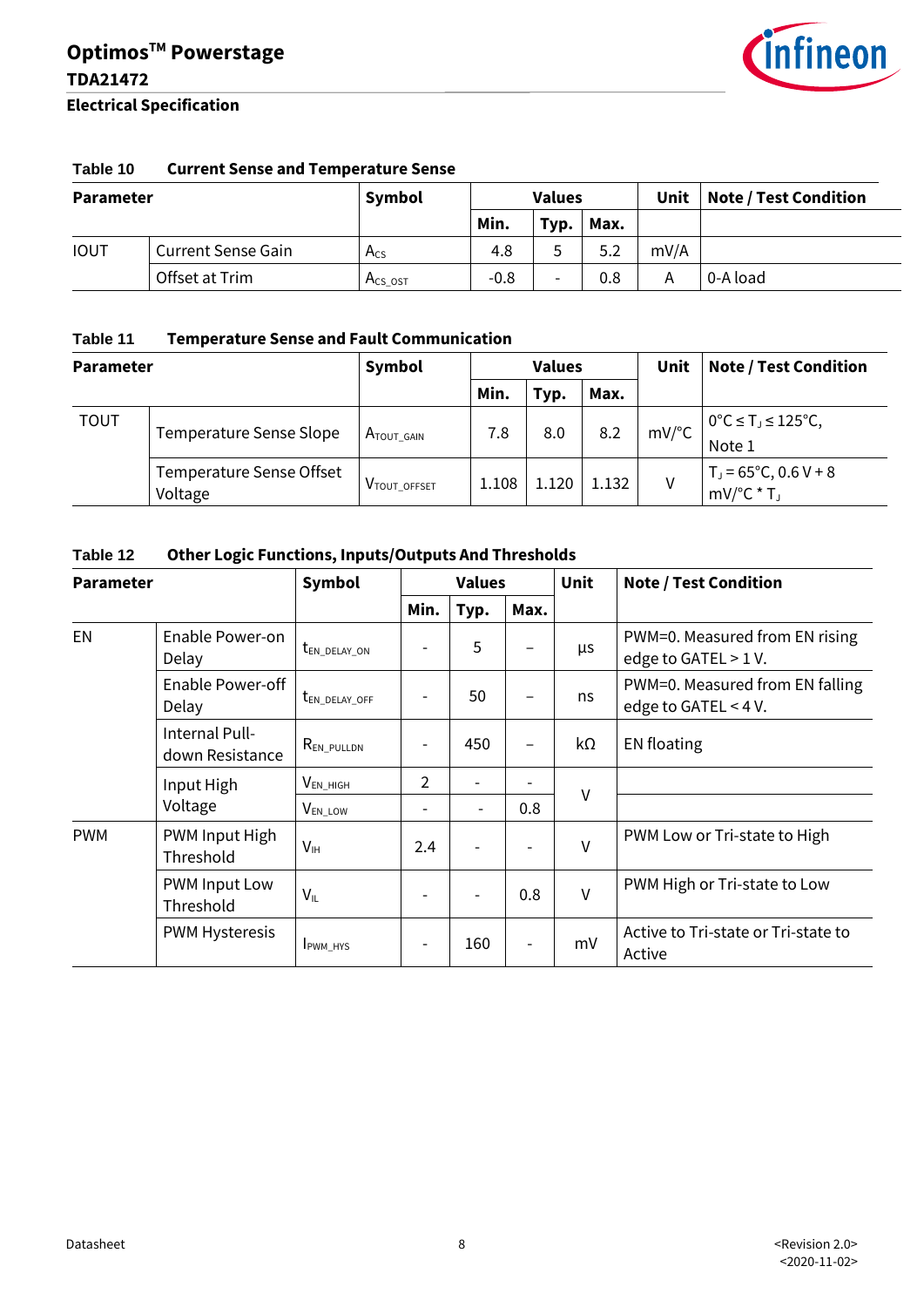**Table 10 Current Sense and Temperature Sense**

| Parameter | | Symbol | Values | | | Unit | Note / Test Condition |
|---|---|---|---|---|---|---|---|
| | | | Min. | Typ. | Max. | | |
| IOUT | Current Sense Gain | $A_{CS}$ | 4.8 | 5 | 5.2 | mV/A | |
| | Offset at Trim | $A_{CS\_OST}$ | -0.8 | - | 0.8 | A | 0-A load |

**Table 11 Temperature Sense and Fault Communication**

| Parameter | | Symbol | Values | | | Unit | Note / Test Condition |
|---|---|---|---|---|---|---|---|
| | | | Min. | Typ. | Max. | | |
| TOUT | Temperature Sense Slope | $A_{TOUT\_GAIN}$ | 7.8 | 8.0 | 8.2 | mV/°C | 0°C ≤ $T_J$ ≤ 125°C, Note 1 |
| | Temperature Sense Offset Voltage | $V_{TOUT\_OFFSET}$ | 1.108 | 1.120 | 1.132 | V | $T_J$ = 65°C, 0.6 V + 8 mV/°C * $T_J$ |

**Table 12 Other Logic Functions, Inputs/Outputs And Thresholds**

| Parameter | | Symbol | Values | | | Unit | Note / Test Condition |
|---|---|---|---|---|---|---|---|
| | | | Min. | Typ. | Max. | | |
| EN | Enable Power-on Delay | $t_{EN\_DELAY\_ON}$ | - | 5 | – | µs | PWM=0. Measured from EN rising edge to GATEL > 1 V. |
| | Enable Power-off Delay | $t_{EN\_DELAY\_OFF}$ | - | 50 | – | ns | PWM=0. Measured from EN falling edge to GATEL < 4 V. |
| | Internal Pull-down Resistance | $R_{EN\_PULLDN}$ | - | 450 | – | kΩ | EN floating |
| | Input High Voltage | $V_{EN\_HIGH}$ | 2 | - | - | V | |
| | | $V_{EN\_LOW}$ | - | - | 0.8 | V | |
| PWM | PWM Input High Threshold | $V_{IH}$ | 2.4 | - | - | V | PWM Low or Tri-state to High |
| | PWM Input Low Threshold | $V_{IL}$ | - | - | 0.8 | V | PWM High or Tri-state to Low |
| | PWM Hysteresis | $I_{PWM\_HYS}$ | - | 160 | - | mV | Active to Tri-state or Tri-state to Active |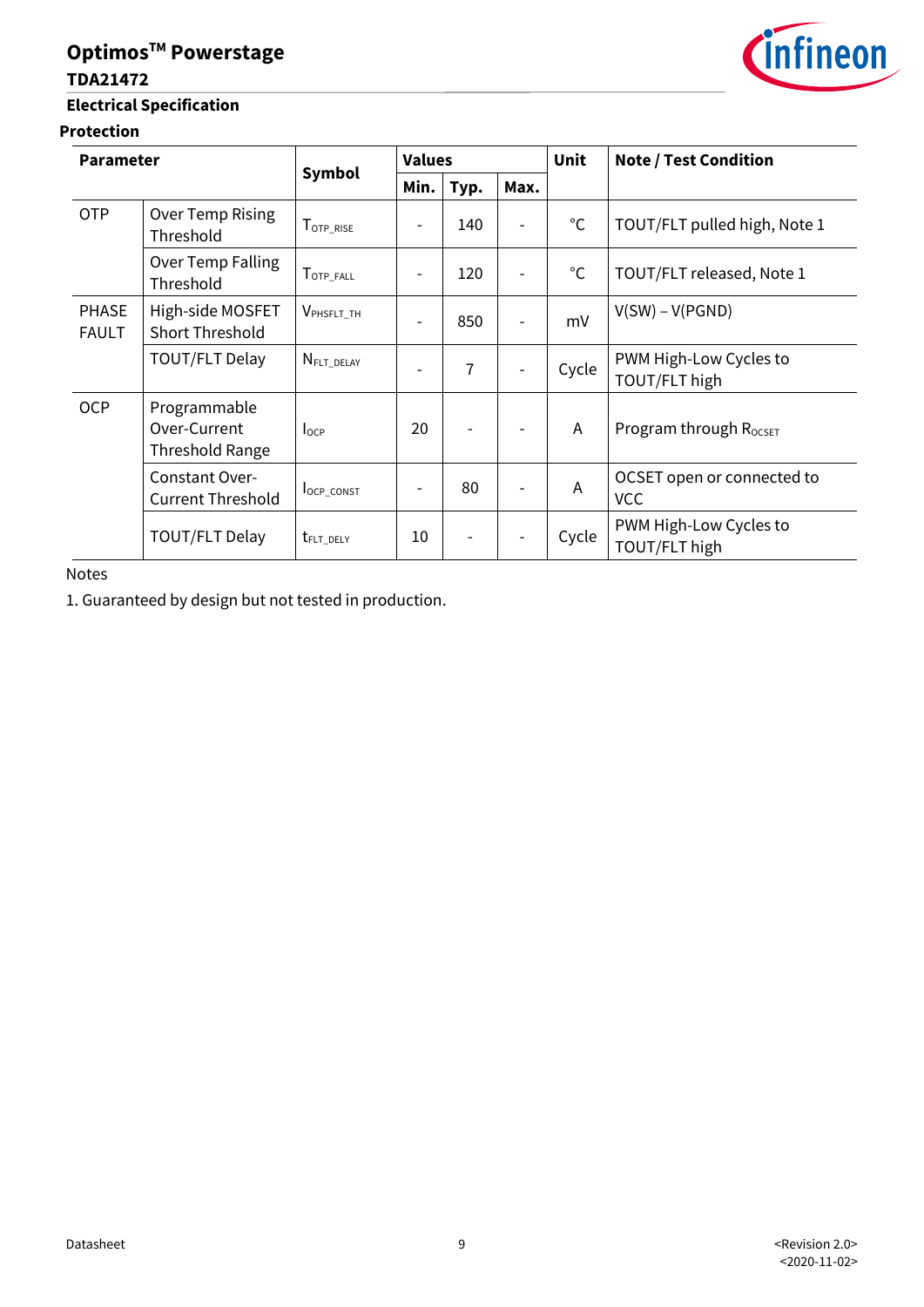### Protection

| Parameter | | Symbol | Values | | | Unit | Note / Test Condition |
|---|---|---|---|---|---|---|---|
| | | | Min. | Typ. | Max. | | |
| OTP | Over Temp Rising Threshold | $T_{OTP\_RISE}$ | - | 140 | - | °C | TOUT/FLT pulled high, Note 1 |
| | Over Temp Falling Threshold | $T_{OTP\_FALL}$ | - | 120 | - | °C | TOUT/FLT released, Note 1 |
| PHASE FAULT | High-side MOSFET Short Threshold | $V_{PHSFLT\_TH}$ | - | 850 | - | mV | V(SW) – V(PGND) |
| | TOUT/FLT Delay | $N_{FLT\_DELAY}$ | - | 7 | - | Cycle | PWM High-Low Cycles to TOUT/FLT high |
| OCP | Programmable Over-Current Threshold Range | $I_{OCP}$ | 20 | - | - | A | Program through $R_{OCSET}$ |
| | Constant Over-Current Threshold | $I_{OCP\_CONST}$ | - | 80 | - | A | OCSET open or connected to VCC |
| | TOUT/FLT Delay | $t_{FLT\_DELY}$ | 10 | - | - | Cycle | PWM High-Low Cycles to TOUT/FLT high |

Notes

1. Guaranteed by design but not tested in production.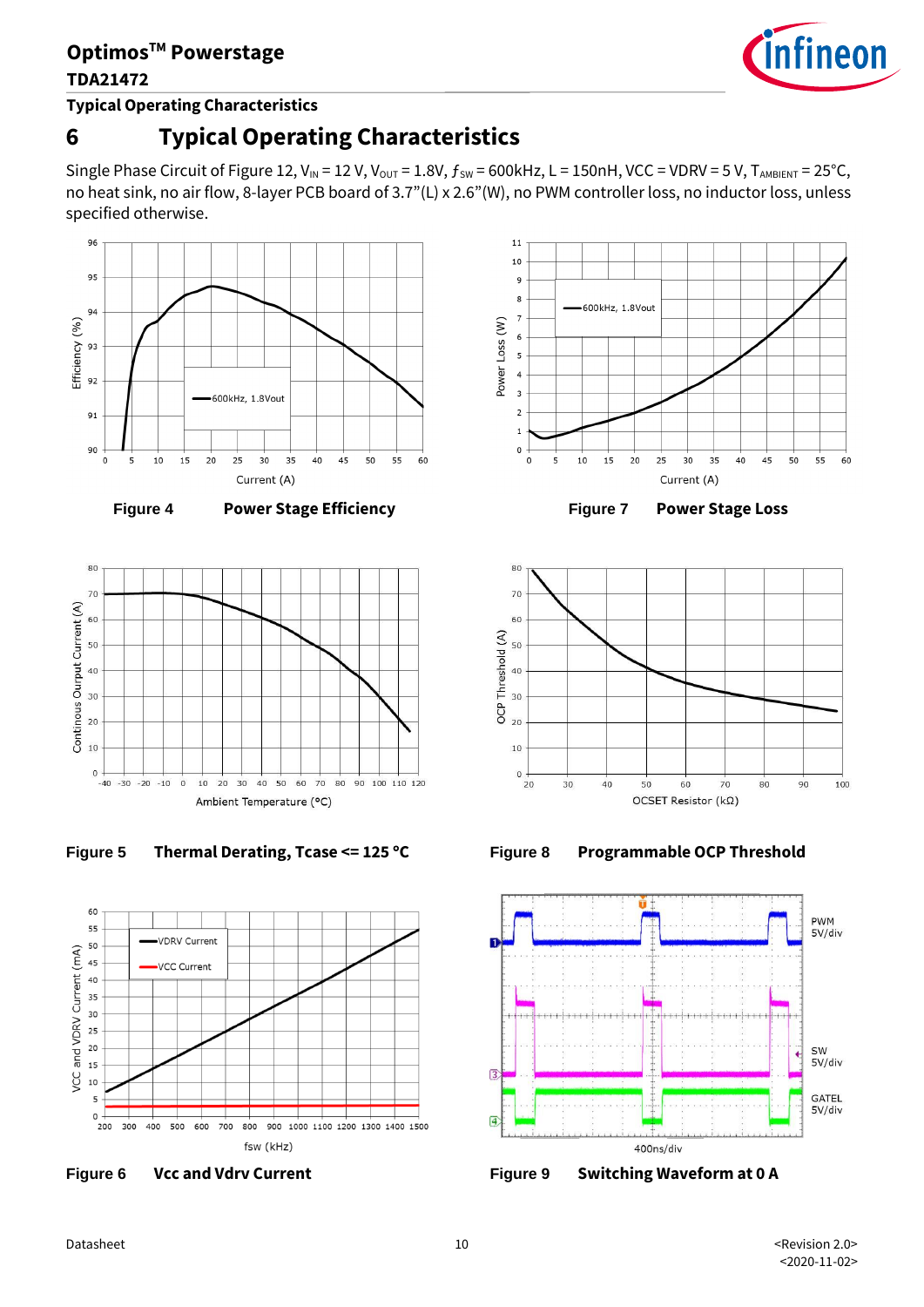# 6 Typical Operating Characteristics

Single Phase Circuit of Figure 12, $V_{IN}$ = 12 V, $V_{OUT}$ = 1.8V, $f_{SW}$ = 600kHz, L = 150nH, VCC = VDRV = 5 V, $T_{AMBIENT}$ = 25°C, no heat sink, no air flow, 8-layer PCB board of 3.7"(L) x 2.6"(W), no PWM controller loss, no inductor loss, unless specified otherwise.

**Figure 4 Power Stage Efficiency**

**Figure 7 Power Stage Loss**

**Figure 5 Thermal Derating, Tcase <= 125 °C**

**Figure 8 Programmable OCP Threshold**

**Figure 6 Vcc and Vdrv Current**

**Figure 9 Switching Waveform at 0 A**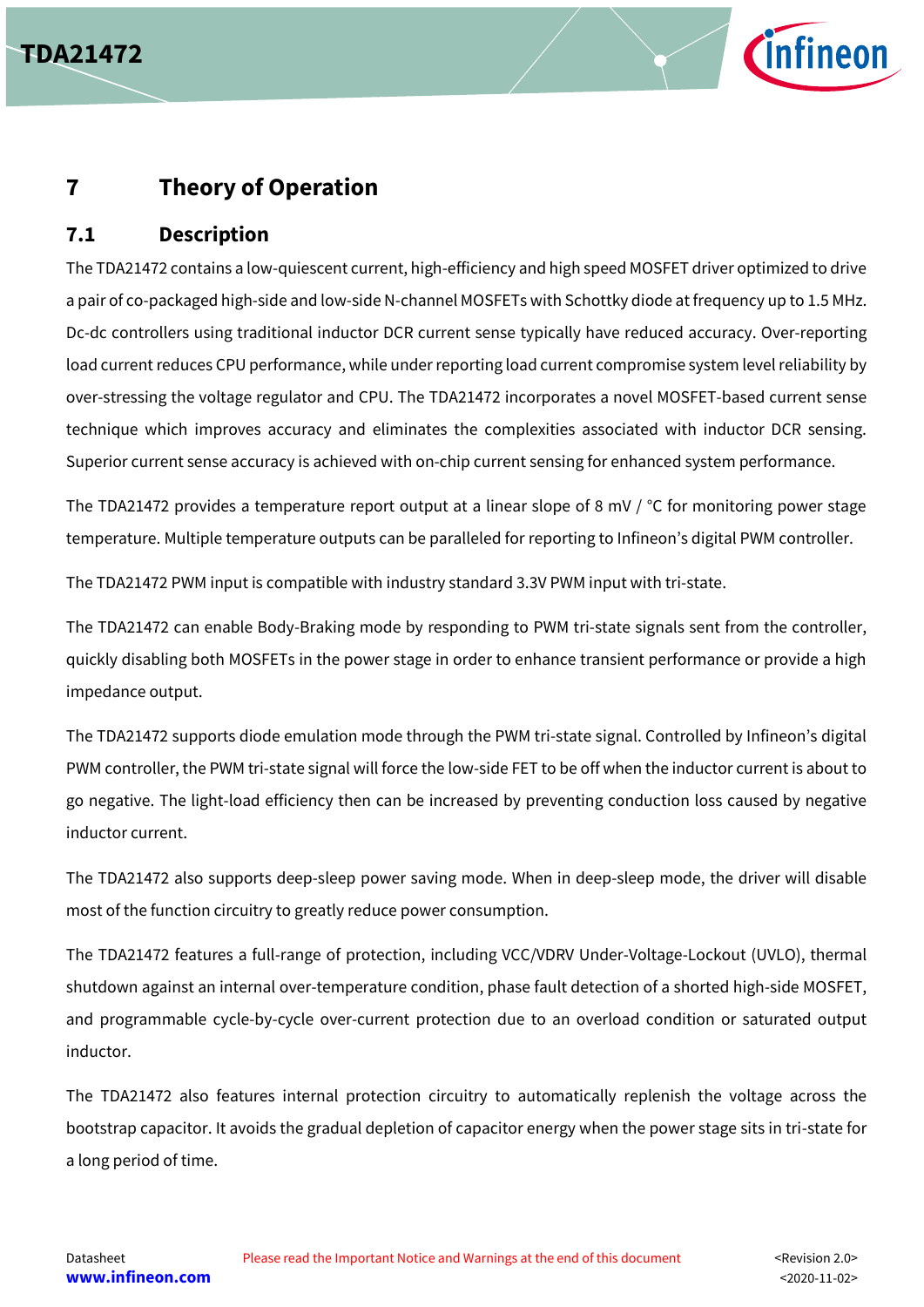# 7 Theory of Operation

## 7.1 Description

The TDA21472 contains a low-quiescent current, high-efficiency and high speed MOSFET driver optimized to drive a pair of co-packaged high-side and low-side N-channel MOSFETs with Schottky diode at frequency up to 1.5 MHz. Dc-dc controllers using traditional inductor DCR current sense typically have reduced accuracy. Over-reporting load current reduces CPU performance, while under reporting load current compromise system level reliability by over-stressing the voltage regulator and CPU. The TDA21472 incorporates a novel MOSFET-based current sense technique which improves accuracy and eliminates the complexities associated with inductor DCR sensing. Superior current sense accuracy is achieved with on-chip current sensing for enhanced system performance.

The TDA21472 provides a temperature report output at a linear slope of 8 mV / °C for monitoring power stage temperature. Multiple temperature outputs can be paralleled for reporting to Infineon's digital PWM controller.

The TDA21472 PWM input is compatible with industry standard 3.3V PWM input with tri-state.

The TDA21472 can enable Body-Braking mode by responding to PWM tri-state signals sent from the controller, quickly disabling both MOSFETs in the power stage in order to enhance transient performance or provide a high impedance output.

The TDA21472 supports diode emulation mode through the PWM tri-state signal. Controlled by Infineon's digital PWM controller, the PWM tri-state signal will force the low-side FET to be off when the inductor current is about to go negative. The light-load efficiency then can be increased by preventing conduction loss caused by negative inductor current.

The TDA21472 also supports deep-sleep power saving mode. When in deep-sleep mode, the driver will disable most of the function circuitry to greatly reduce power consumption.

The TDA21472 features a full-range of protection, including VCC/VDRV Under-Voltage-Lockout (UVLO), thermal shutdown against an internal over-temperature condition, phase fault detection of a shorted high-side MOSFET, and programmable cycle-by-cycle over-current protection due to an overload condition or saturated output inductor.

The TDA21472 also features internal protection circuitry to automatically replenish the voltage across the bootstrap capacitor. It avoids the gradual depletion of capacitor energy when the power stage sits in tri-state for a long period of time.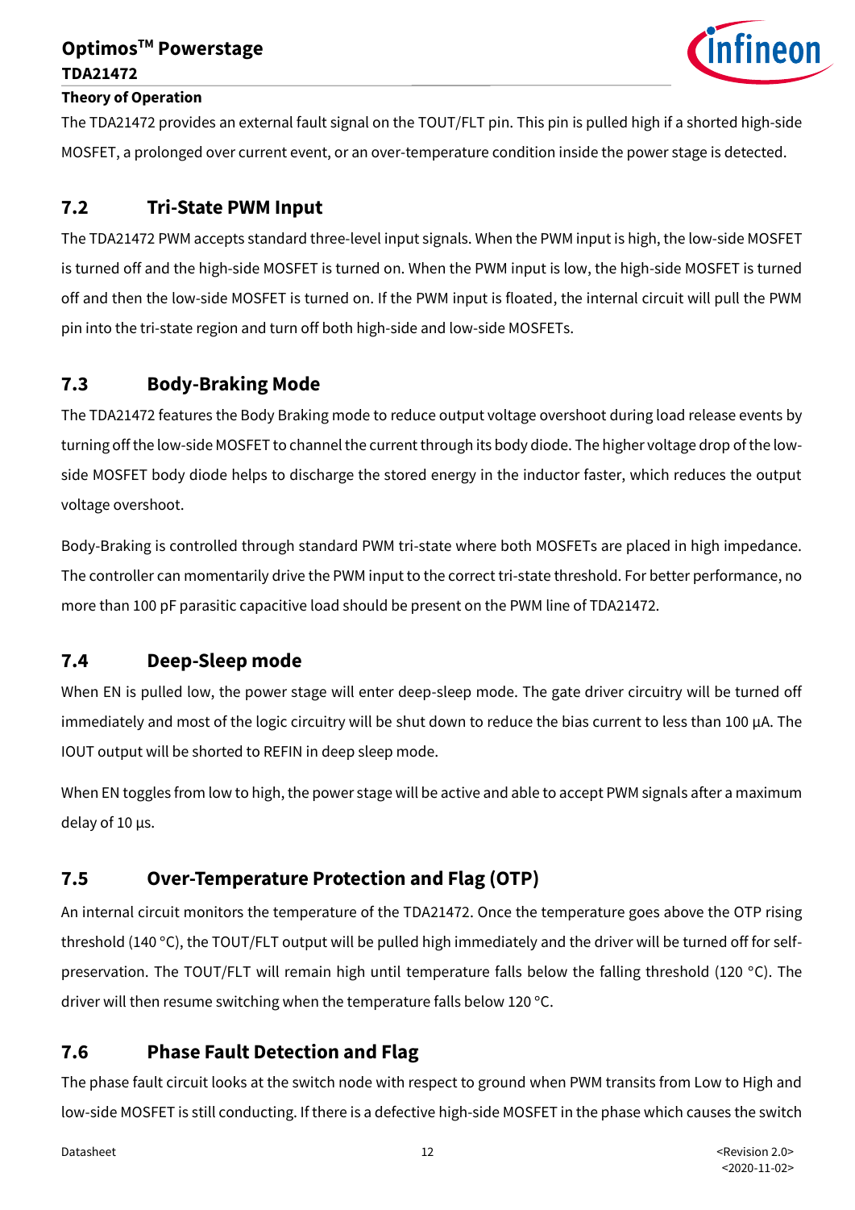The TDA21472 provides an external fault signal on the TOUT/FLT pin. This pin is pulled high if a shorted high-side MOSFET, a prolonged over current event, or an over-temperature condition inside the power stage is detected.

## 7.2 Tri-State PWM Input

The TDA21472 PWM accepts standard three-level input signals. When the PWM input is high, the low-side MOSFET is turned off and the high-side MOSFET is turned on. When the PWM input is low, the high-side MOSFET is turned off and then the low-side MOSFET is turned on. If the PWM input is floated, the internal circuit will pull the PWM pin into the tri-state region and turn off both high-side and low-side MOSFETs.

## 7.3 Body-Braking Mode

The TDA21472 features the Body Braking mode to reduce output voltage overshoot during load release events by turning off the low-side MOSFET to channel the current through its body diode. The higher voltage drop of the low-side MOSFET body diode helps to discharge the stored energy in the inductor faster, which reduces the output voltage overshoot.

Body-Braking is controlled through standard PWM tri-state where both MOSFETs are placed in high impedance. The controller can momentarily drive the PWM input to the correct tri-state threshold. For better performance, no more than 100 pF parasitic capacitive load should be present on the PWM line of TDA21472.

## 7.4 Deep-Sleep mode

When EN is pulled low, the power stage will enter deep-sleep mode. The gate driver circuitry will be turned off immediately and most of the logic circuitry will be shut down to reduce the bias current to less than 100 µA. The IOUT output will be shorted to REFIN in deep sleep mode.

When EN toggles from low to high, the power stage will be active and able to accept PWM signals after a maximum delay of 10 µs.

## 7.5 Over-Temperature Protection and Flag (OTP)

An internal circuit monitors the temperature of the TDA21472. Once the temperature goes above the OTP rising threshold (140 °C), the TOUT/FLT output will be pulled high immediately and the driver will be turned off for self-preservation. The TOUT/FLT will remain high until temperature falls below the falling threshold (120 °C). The driver will then resume switching when the temperature falls below 120 °C.

## 7.6 Phase Fault Detection and Flag

The phase fault circuit looks at the switch node with respect to ground when PWM transits from Low to High and low-side MOSFET is still conducting. If there is a defective high-side MOSFET in the phase which causes the switch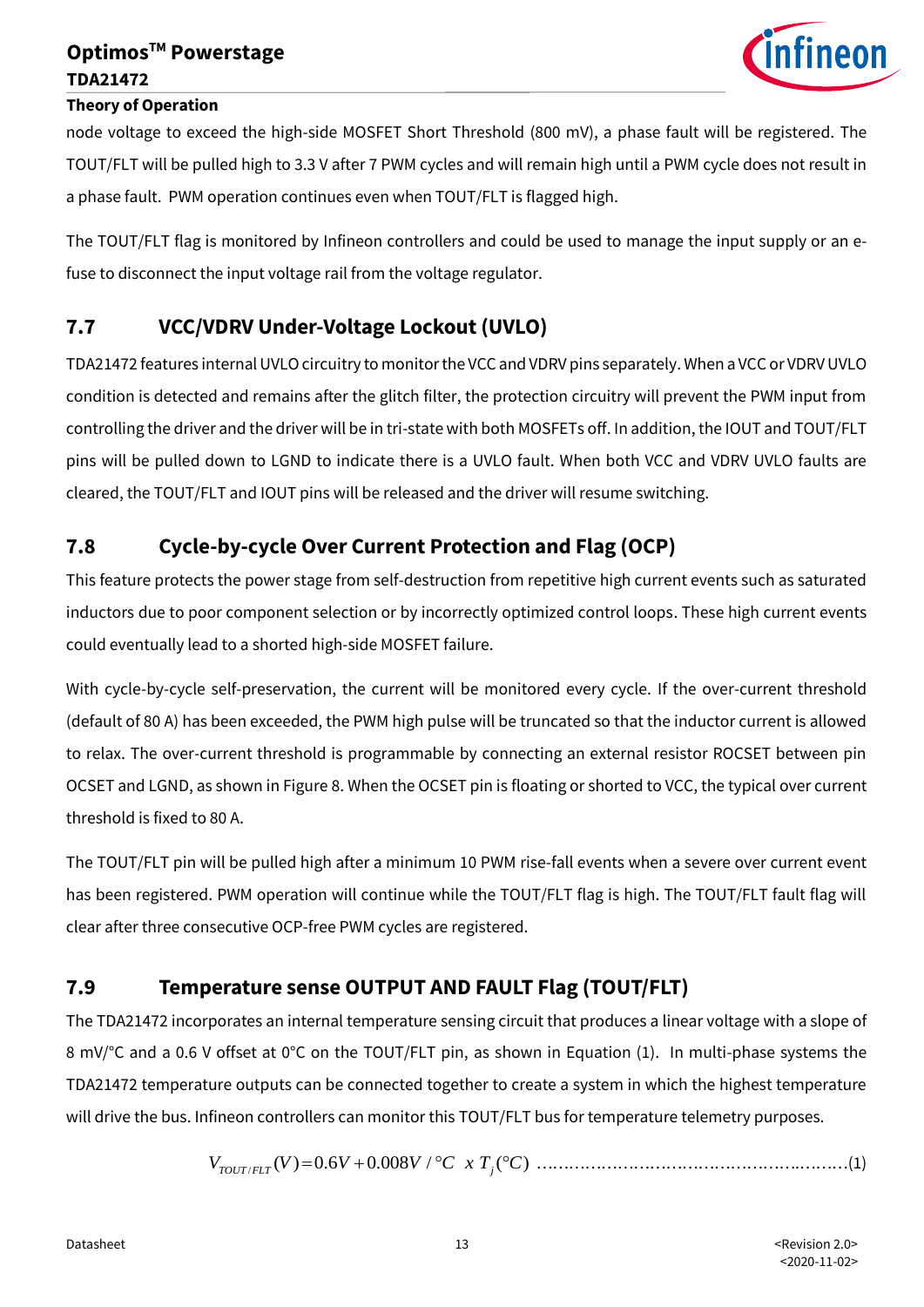node voltage to exceed the high-side MOSFET Short Threshold (800 mV), a phase fault will be registered. The TOUT/FLT will be pulled high to 3.3 V after 7 PWM cycles and will remain high until a PWM cycle does not result in a phase fault. PWM operation continues even when TOUT/FLT is flagged high.

The TOUT/FLT flag is monitored by Infineon controllers and could be used to manage the input supply or an e-fuse to disconnect the input voltage rail from the voltage regulator.

## 7.7 VCC/VDRV Under-Voltage Lockout (UVLO)

TDA21472 features internal UVLO circuitry to monitor the VCC and VDRV pins separately. When a VCC or VDRV UVLO condition is detected and remains after the glitch filter, the protection circuitry will prevent the PWM input from controlling the driver and the driver will be in tri-state with both MOSFETs off. In addition, the IOUT and TOUT/FLT pins will be pulled down to LGND to indicate there is a UVLO fault. When both VCC and VDRV UVLO faults are cleared, the TOUT/FLT and IOUT pins will be released and the driver will resume switching.

## 7.8 Cycle-by-cycle Over Current Protection and Flag (OCP)

This feature protects the power stage from self-destruction from repetitive high current events such as saturated inductors due to poor component selection or by incorrectly optimized control loops. These high current events could eventually lead to a shorted high-side MOSFET failure.

With cycle-by-cycle self-preservation, the current will be monitored every cycle. If the over-current threshold (default of 80 A) has been exceeded, the PWM high pulse will be truncated so that the inductor current is allowed to relax. The over-current threshold is programmable by connecting an external resistor ROCSET between pin OCSET and LGND, as shown in Figure 8. When the OCSET pin is floating or shorted to VCC, the typical over current threshold is fixed to 80 A.

The TOUT/FLT pin will be pulled high after a minimum 10 PWM rise-fall events when a severe over current event has been registered. PWM operation will continue while the TOUT/FLT flag is high. The TOUT/FLT fault flag will clear after three consecutive OCP-free PWM cycles are registered.

## 7.9 Temperature sense OUTPUT AND FAULT Flag (TOUT/FLT)

The TDA21472 incorporates an internal temperature sensing circuit that produces a linear voltage with a slope of 8 mV/°C and a 0.6 V offset at 0°C on the TOUT/FLT pin, as shown in Equation (1). In multi-phase systems the TDA21472 temperature outputs can be connected together to create a system in which the highest temperature will drive the bus. Infineon controllers can monitor this TOUT/FLT bus for temperature telemetry purposes.

$$V_{TOUT/FLT}(V) = 0.6V + 0.008V/°C \; x \; T_j(°C) \quad \text{....................................................(1)}$$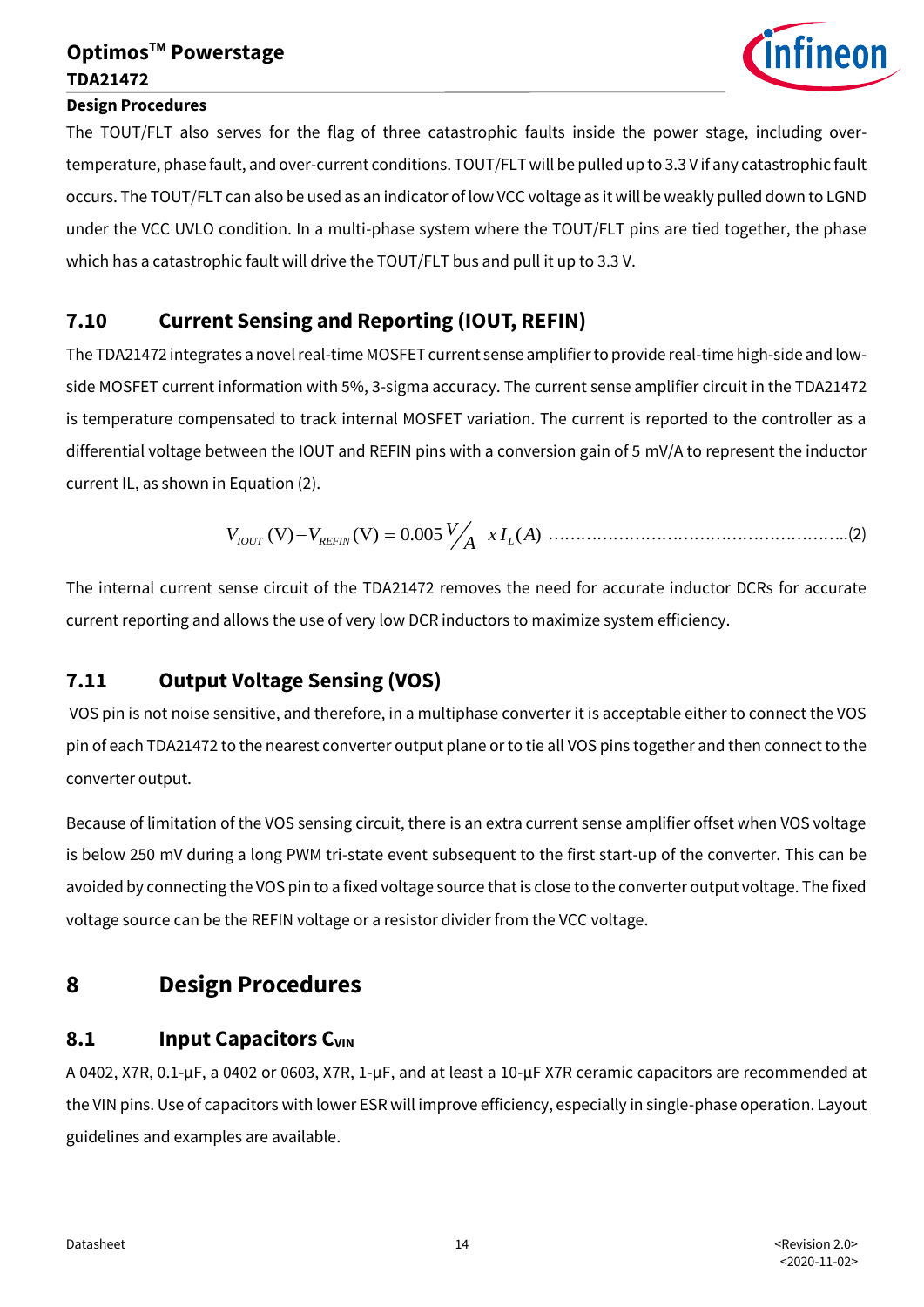The TOUT/FLT also serves for the flag of three catastrophic faults inside the power stage, including over-temperature, phase fault, and over-current conditions. TOUT/FLT will be pulled up to 3.3 V if any catastrophic fault occurs. The TOUT/FLT can also be used as an indicator of low VCC voltage as it will be weakly pulled down to LGND under the VCC UVLO condition. In a multi-phase system where the TOUT/FLT pins are tied together, the phase which has a catastrophic fault will drive the TOUT/FLT bus and pull it up to 3.3 V.

## 7.10 Current Sensing and Reporting (IOUT, REFIN)

The TDA21472 integrates a novel real-time MOSFET current sense amplifier to provide real-time high-side and low-side MOSFET current information with 5%, 3-sigma accuracy. The current sense amplifier circuit in the TDA21472 is temperature compensated to track internal MOSFET variation. The current is reported to the controller as a differential voltage between the IOUT and REFIN pins with a conversion gain of 5 mV/A to represent the inductor current IL, as shown in Equation (2).

$$V_{IOUT}(\mathrm{V}) - V_{REFIN}(\mathrm{V}) = 0.005\,{}^{V}\!/_{A} \; x\, I_L(A) \qquad (2)$$

The internal current sense circuit of the TDA21472 removes the need for accurate inductor DCRs for accurate current reporting and allows the use of very low DCR inductors to maximize system efficiency.

## 7.11 Output Voltage Sensing (VOS)

VOS pin is not noise sensitive, and therefore, in a multiphase converter it is acceptable either to connect the VOS pin of each TDA21472 to the nearest converter output plane or to tie all VOS pins together and then connect to the converter output.

Because of limitation of the VOS sensing circuit, there is an extra current sense amplifier offset when VOS voltage is below 250 mV during a long PWM tri-state event subsequent to the first start-up of the converter. This can be avoided by connecting the VOS pin to a fixed voltage source that is close to the converter output voltage. The fixed voltage source can be the REFIN voltage or a resistor divider from the VCC voltage.

# 8 Design Procedures

## 8.1 Input Capacitors $C_{VIN}$

A 0402, X7R, 0.1-µF, a 0402 or 0603, X7R, 1-µF, and at least a 10-µF X7R ceramic capacitors are recommended at the VIN pins. Use of capacitors with lower ESR will improve efficiency, especially in single-phase operation. Layout guidelines and examples are available.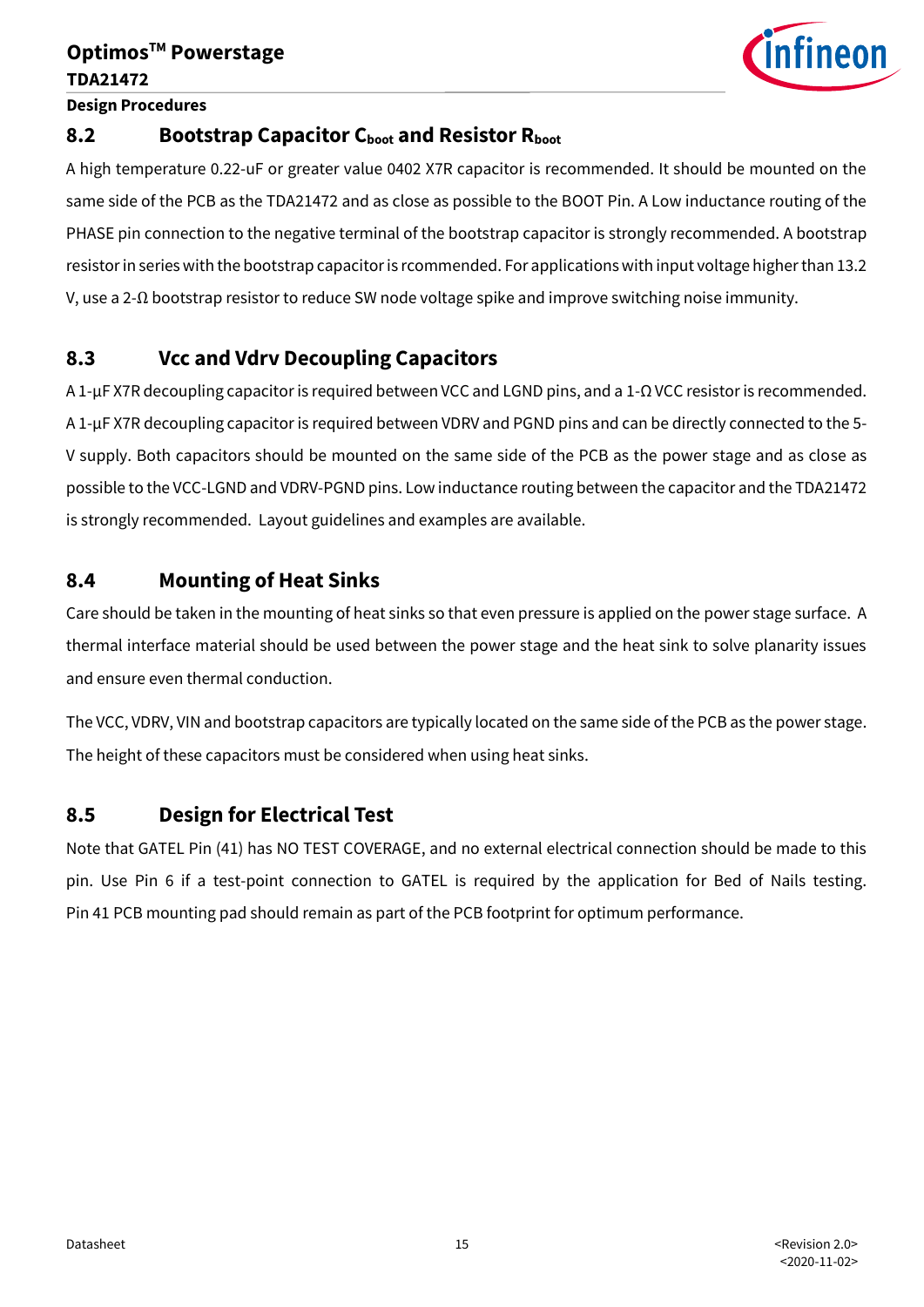## 8.2 Bootstrap Capacitor $C_{boot}$ and Resistor $R_{boot}$

A high temperature 0.22-uF or greater value 0402 X7R capacitor is recommended. It should be mounted on the same side of the PCB as the TDA21472 and as close as possible to the BOOT Pin. A Low inductance routing of the PHASE pin connection to the negative terminal of the bootstrap capacitor is strongly recommended. A bootstrap resistor in series with the bootstrap capacitor is rcommended. For applications with input voltage higher than 13.2 V, use a 2-Ω bootstrap resistor to reduce SW node voltage spike and improve switching noise immunity.

## 8.3 Vcc and Vdrv Decoupling Capacitors

A 1-µF X7R decoupling capacitor is required between VCC and LGND pins, and a 1-Ω VCC resistor is recommended. A 1-µF X7R decoupling capacitor is required between VDRV and PGND pins and can be directly connected to the 5-V supply. Both capacitors should be mounted on the same side of the PCB as the power stage and as close as possible to the VCC-LGND and VDRV-PGND pins. Low inductance routing between the capacitor and the TDA21472 is strongly recommended. Layout guidelines and examples are available.

## 8.4 Mounting of Heat Sinks

Care should be taken in the mounting of heat sinks so that even pressure is applied on the power stage surface. A thermal interface material should be used between the power stage and the heat sink to solve planarity issues and ensure even thermal conduction.

The VCC, VDRV, VIN and bootstrap capacitors are typically located on the same side of the PCB as the power stage. The height of these capacitors must be considered when using heat sinks.

## 8.5 Design for Electrical Test

Note that GATEL Pin (41) has NO TEST COVERAGE, and no external electrical connection should be made to this pin. Use Pin 6 if a test-point connection to GATEL is required by the application for Bed of Nails testing. Pin 41 PCB mounting pad should remain as part of the PCB footprint for optimum performance.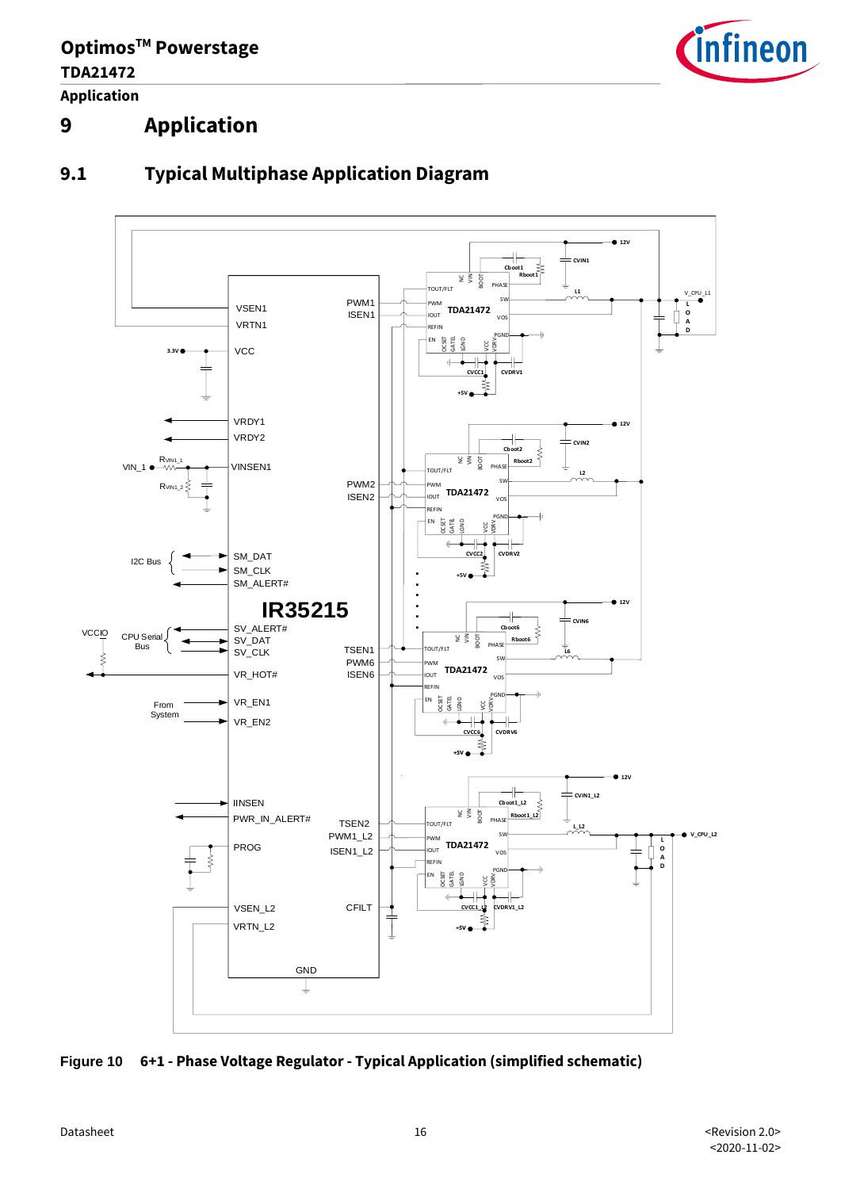## 9 Application

### 9.1 Typical Multiphase Application Diagram

Figure 10 6+1 - Phase Voltage Regulator - Typical Application (simplified schematic)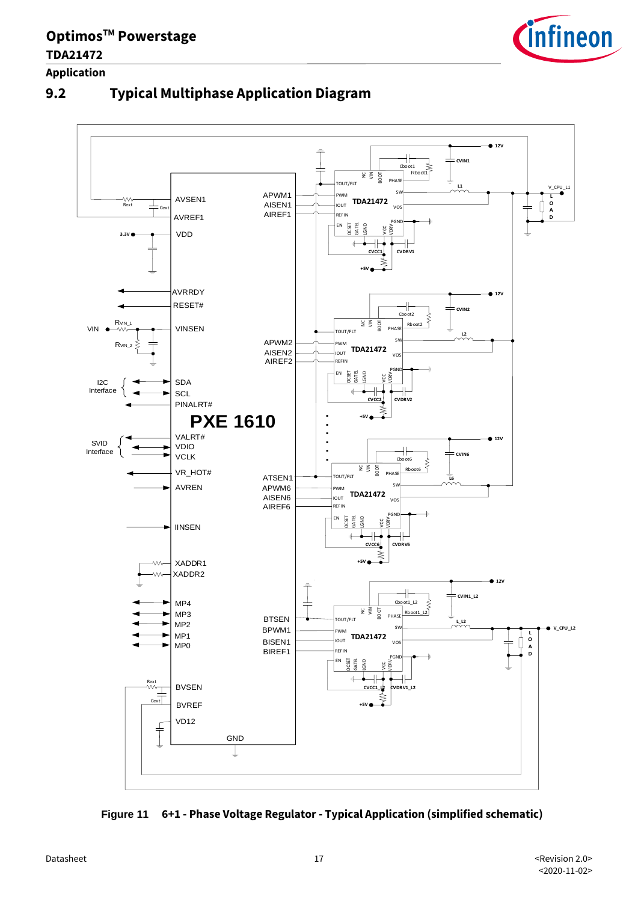## 9.2 Typical Multiphase Application Diagram

Figure 11 6+1 - Phase Voltage Regulator - Typical Application (simplified schematic)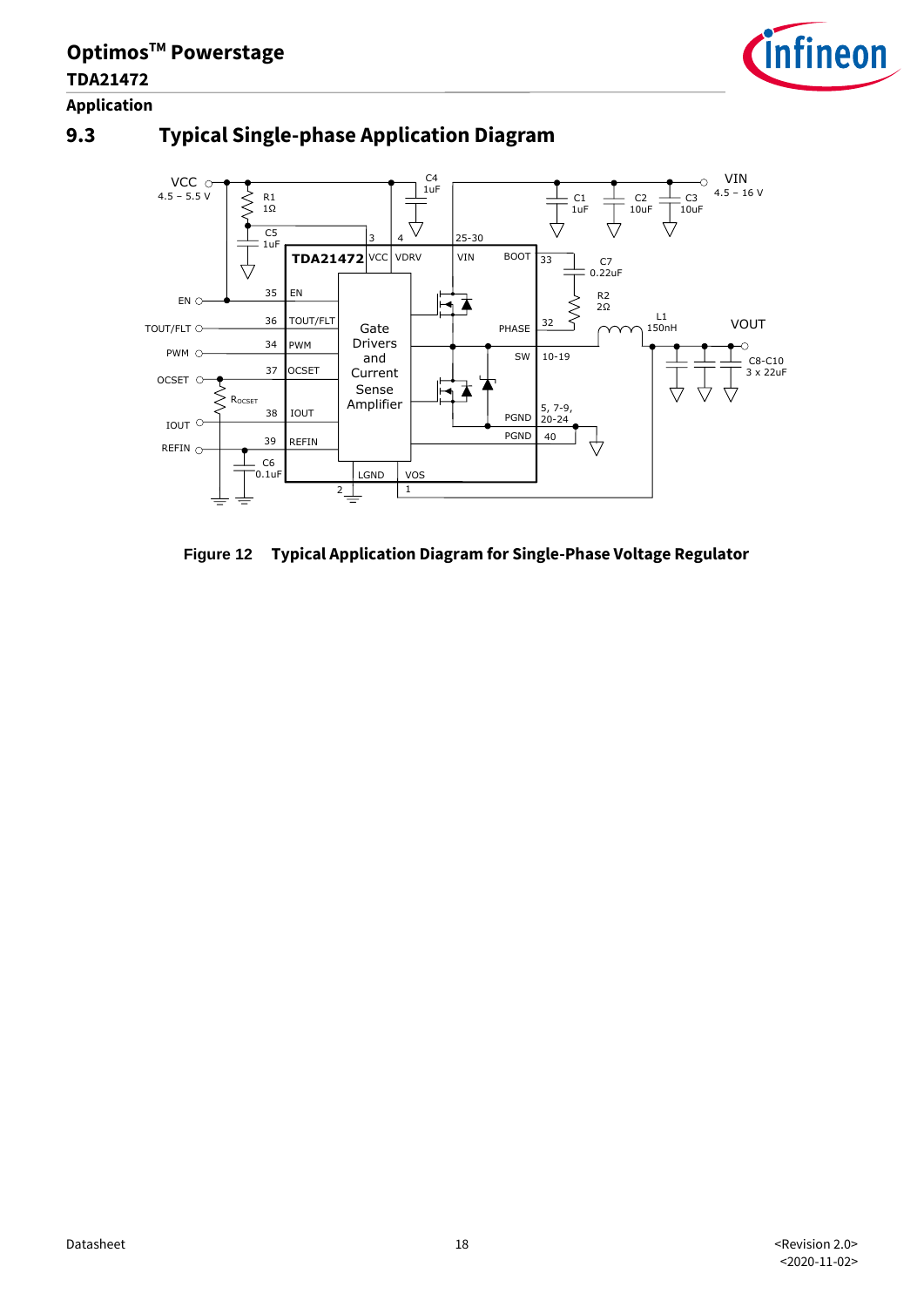## 9.3 Typical Single-phase Application Diagram

Figure 12 Typical Application Diagram for Single-Phase Voltage Regulator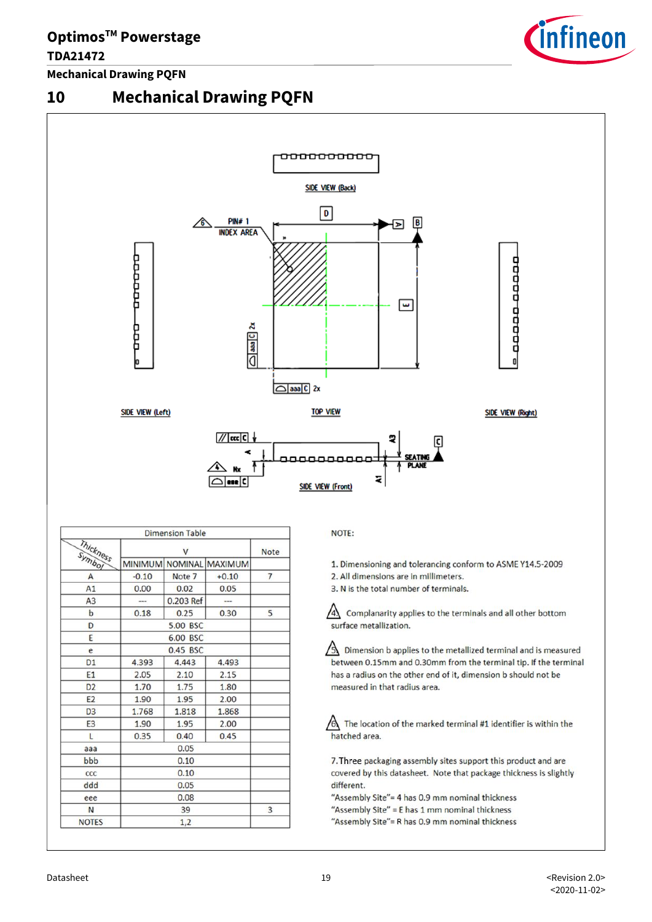# 10 Mechanical Drawing PQFN

SIDE VIEW (Back)

PIN# 1 INDEX AREA

SIDE VIEW (Left)

TOP VIEW

SIDE VIEW (Right)

SEATING PLANE

SIDE VIEW (Front)

| Thickness / Symbol | MINIMUM | NOMINAL | MAXIMUM | Note |
|---|---|---|---|---|
| A | -0.10 | Note 7 | +0.10 | 7 |
| A1 | 0.00 | 0.02 | 0.05 | |
| A3 | --- | 0.203 Ref | --- | |
| b | 0.18 | 0.25 | 0.30 | 5 |
| D | | 5.00 BSC | | |
| E | | 6.00 BSC | | |
| e | | 0.45 BSC | | |
| D1 | 4.393 | 4.443 | 4.493 | |
| E1 | 2.05 | 2.10 | 2.15 | |
| D2 | 1.70 | 1.75 | 1.80 | |
| E2 | 1.90 | 1.95 | 2.00 | |
| D3 | 1.768 | 1.818 | 1.868 | |
| E3 | 1.90 | 1.95 | 2.00 | |
| L | 0.35 | 0.40 | 0.45 | |
| aaa | | 0.05 | | |
| bbb | | 0.10 | | |
| ccc | | 0.10 | | |
| ddd | | 0.05 | | |
| eee | | 0.08 | | |
| N | | 39 | | 3 |
| NOTES | | 1,2 | | |

NOTE:

1. Dimensioning and tolerancing conform to ASME Y14.5-2009
2. All dimensions are in millimeters.
3. N is the total number of terminals.

4. Complanarity applies to the terminals and all other bottom surface metallization.

5. Dimension b applies to the metallized terminal and is measured between 0.15mm and 0.30mm from the terminal tip. If the terminal has a radius on the other end of it, dimension b should not be measured in that radius area.

6. The location of the marked terminal #1 identifier is within the hatched area.

7. Three packaging assembly sites support this product and are covered by this datasheet. Note that package thickness is slightly different.
"Assembly Site"= 4 has 0.9 mm nominal thickness
"Assembly Site" = E has 1 mm nominal thickness
"Assembly Site"= R has 0.9 mm nominal thickness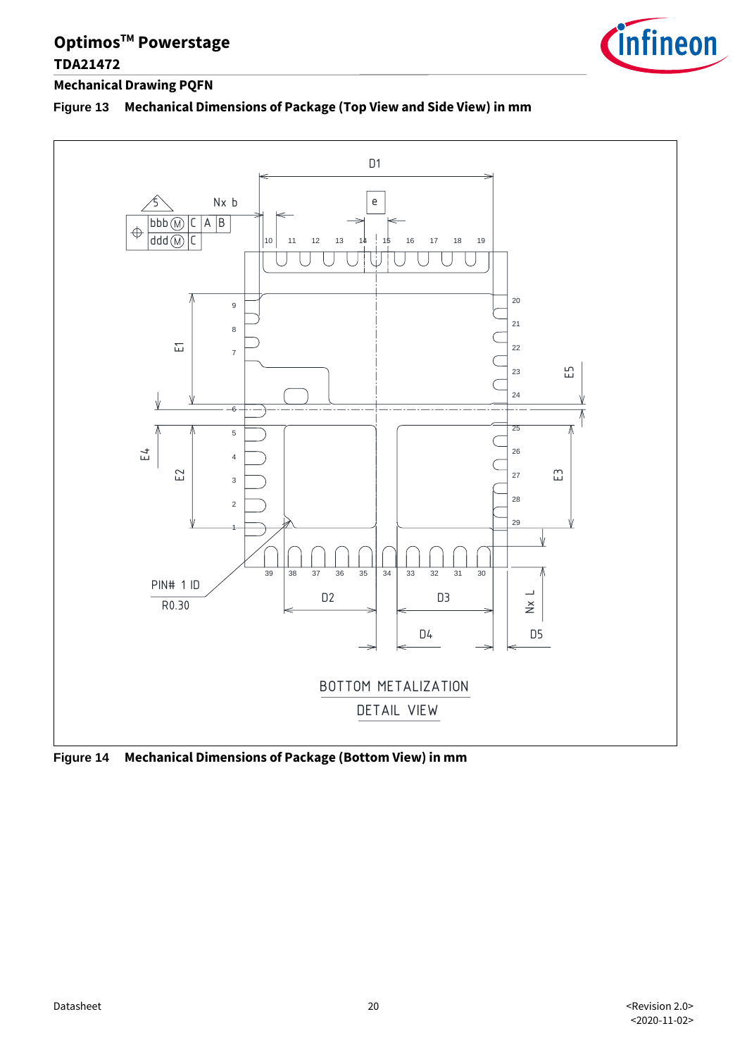## Mechanical Drawing PQFN

**Figure 13 Mechanical Dimensions of Package (Top View and Side View) in mm**

**Figure 14 Mechanical Dimensions of Package (Bottom View) in mm**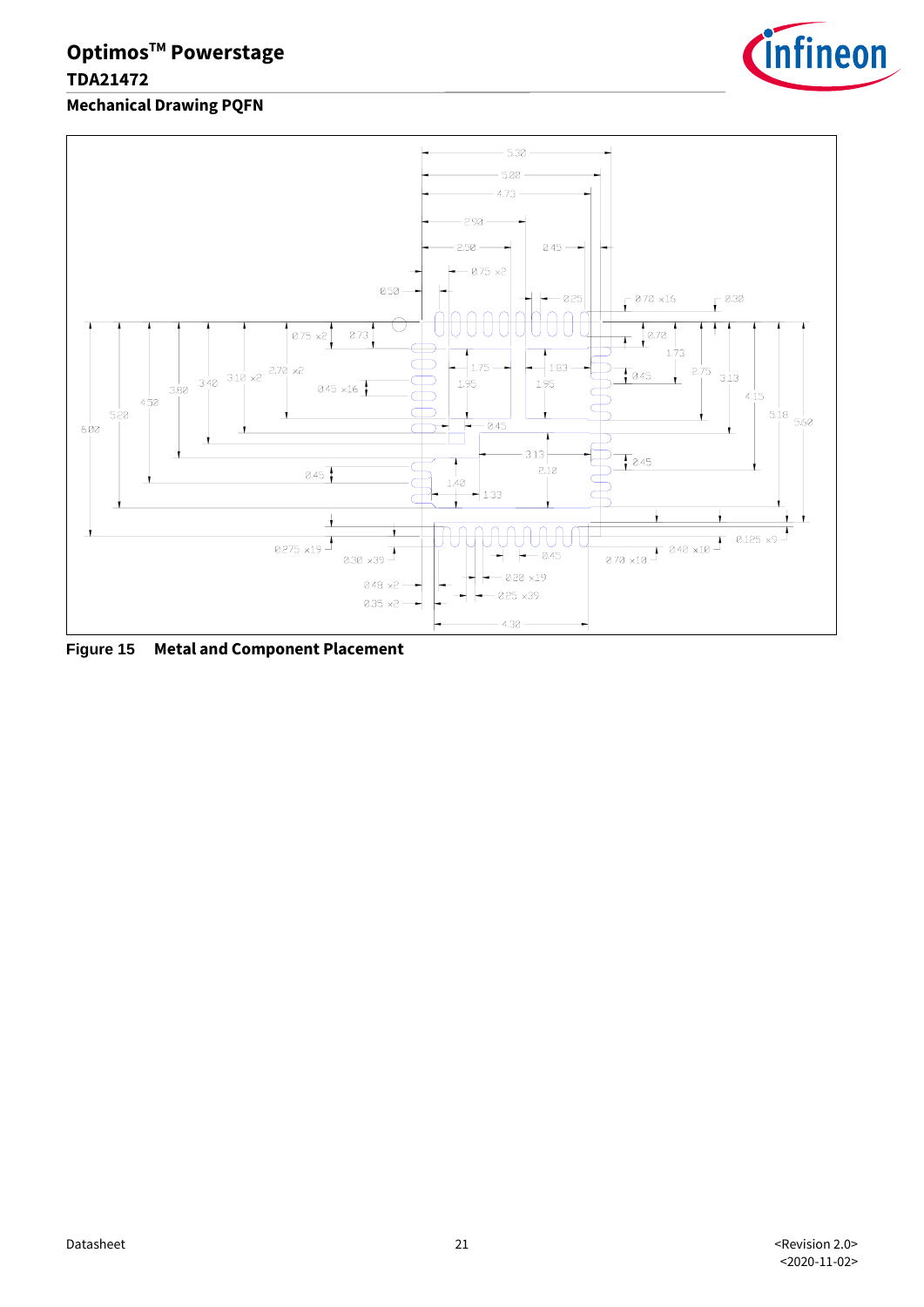## Mechanical Drawing PQFN

5.30
5.00
4.73
2.90
2.50
0.45
0.75 x2
0.50
0.25
0.70 x16
0.30
0.75 x2
0.73
0.70
1.73
2.70 x2
3.10 x2
3.40
3.80
4.52
5.20
6.00
0.45 x16
1.75
1.83
1.95
1.95
0.45
2.75
3.13
4.15
5.18
5.60
0.45
3.13
2.10
0.45
0.45
1.40
1.33
0.275 x19
0.30 x39
0.45
0.70 x10
0.40 x10
0.125 x9
0.20 x19
0.40 x2
0.25 x39
0.35 x2
4.30

**Figure 15 Metal and Component Placement**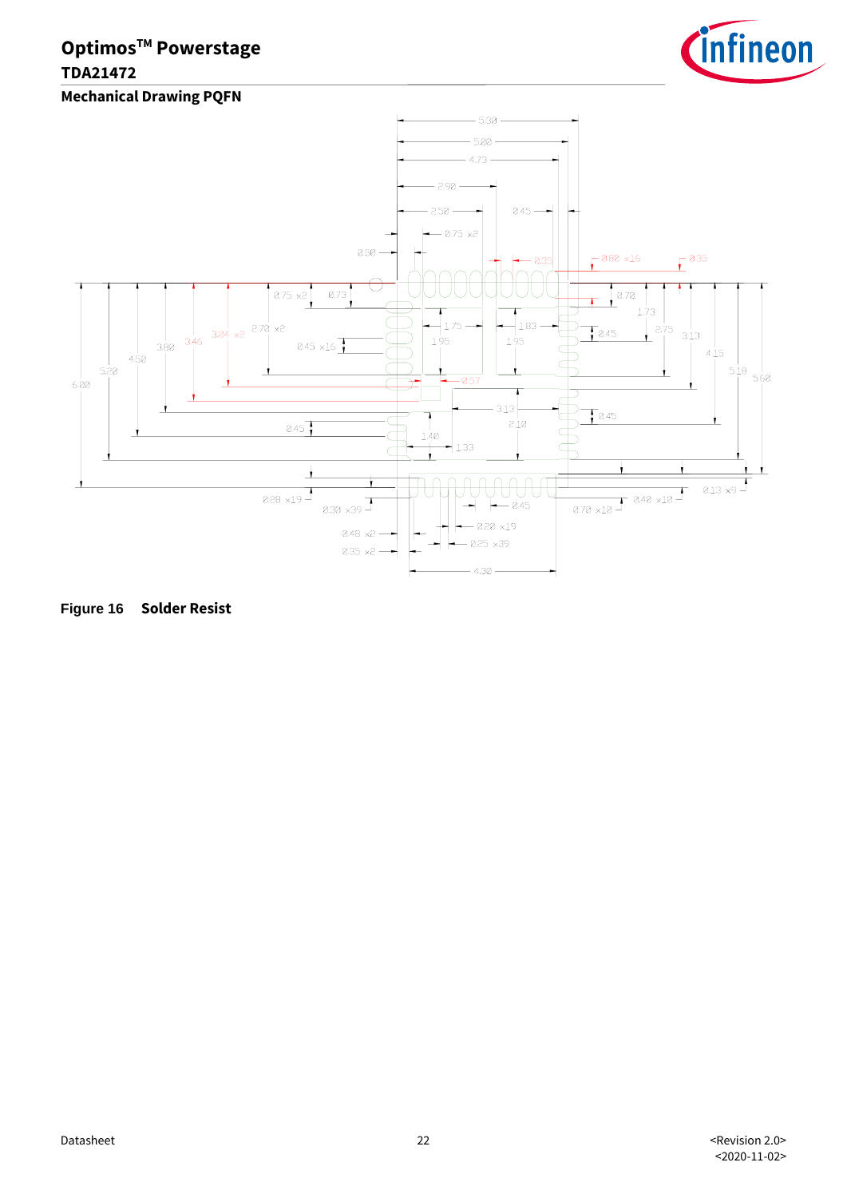## Mechanical Drawing PQFN

Figure 16 Solder Resist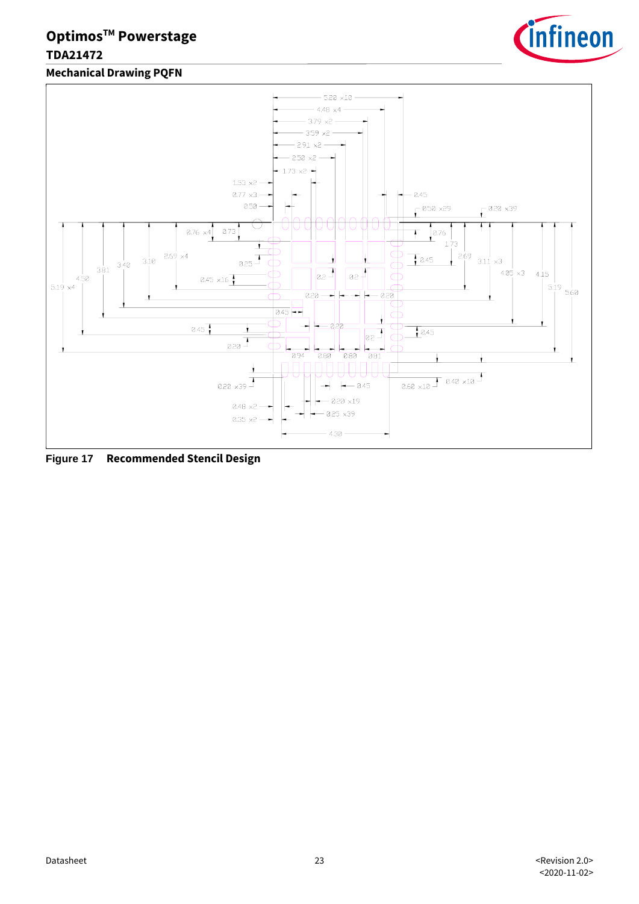## Mechanical Drawing PQFN

Figure 17 Recommended Stencil Design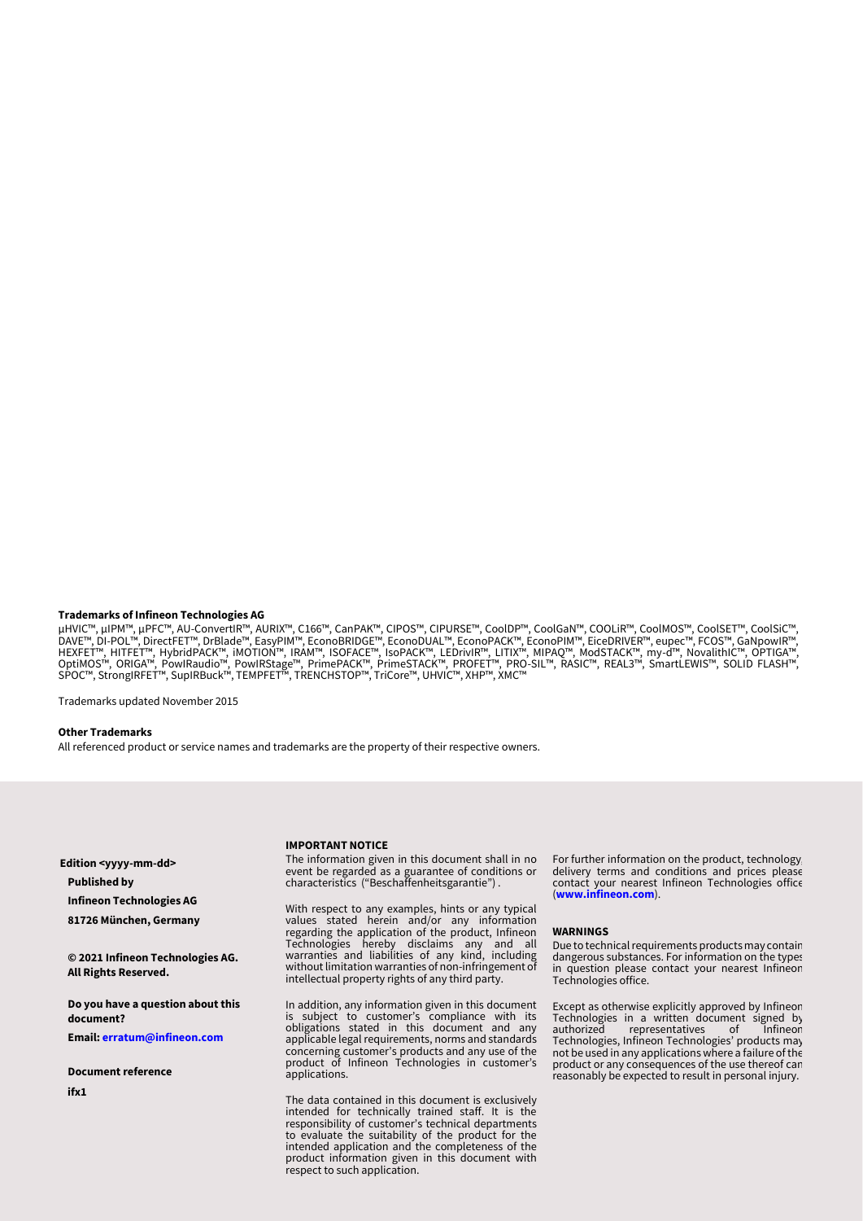**Trademarks of Infineon Technologies AG**

µHVIC™, µIPM™, µPFC™, AU-ConvertIR™, AURIX™, C166™, CanPAK™, CIPOS™, CIPURSE™, CoolDP™, CoolGaN™, COOLiR™, CoolMOS™, CoolSET™, CoolSiC™, DAVE™, DI-POL™, DirectFET™, DrBlade™, EasyPIM™, EconoBRIDGE™, EconoDUAL™, EconoPACK™, EconoPIM™, EiceDRIVER™, eupec™, FCOS™, GaNpowIR™, HEXFET™, HITFET™, HybridPACK™, iMOTION™, IRAM™, ISOFACE™, IsoPACK™, LEDrivIR™, LITIX™, MIPAQ™, ModSTACK™, my-d™, NovalithIC™, OPTIGA™, OptiMOS™, ORIGA™, PowIRaudio™, PowIRStage™, PrimePACK™, PrimeSTACK™, PROFET™, PRO-SIL™, RASIC™, REAL3™, SmartLEWIS™, SOLID FLASH™, SPOC™, StrongIRFET™, SupIRBuck™, TEMPFET™, TRENCHSTOP™, TriCore™, UHVIC™, XHP™, XMC™

Trademarks updated November 2015

**Other Trademarks**

All referenced product or service names and trademarks are the property of their respective owners.

**Edition <yyyy-mm-dd>**

**Published by**

**Infineon Technologies AG**

**81726 München, Germany**

**© 2021 Infineon Technologies AG. All Rights Reserved.**

**Do you have a question about this document?**

**Email: erratum@infineon.com**

**Document reference**

**ifx1**

**IMPORTANT NOTICE**

The information given in this document shall in no event be regarded as a guarantee of conditions or characteristics ("Beschaffenheitsgarantie").

With respect to any examples, hints or any typical values stated herein and/or any information regarding the application of the product, Infineon Technologies hereby disclaims any and all warranties and liabilities of any kind, including without limitation warranties of non-infringement of intellectual property rights of any third party.

In addition, any information given in this document is subject to customer's compliance with its obligations stated in this document and any applicable legal requirements, norms and standards concerning customer's products and any use of the product of Infineon Technologies in customer's applications.

The data contained in this document is exclusively intended for technically trained staff. It is the responsibility of customer's technical departments to evaluate the suitability of the product for the intended application and the completeness of the product information given in this document with respect to such application.

For further information on the product, technology, delivery terms and conditions and prices please contact your nearest Infineon Technologies office (**www.infineon.com**).

**WARNINGS**

Due to technical requirements products may contain dangerous substances. For information on the types in question please contact your nearest Infineon Technologies office.

Except as otherwise explicitly approved by Infineon Technologies in a written document signed by authorized representatives of Infineon Technologies, Infineon Technologies' products may not be used in any applications where a failure of the product or any consequences of the use thereof can reasonably be expected to result in personal injury.